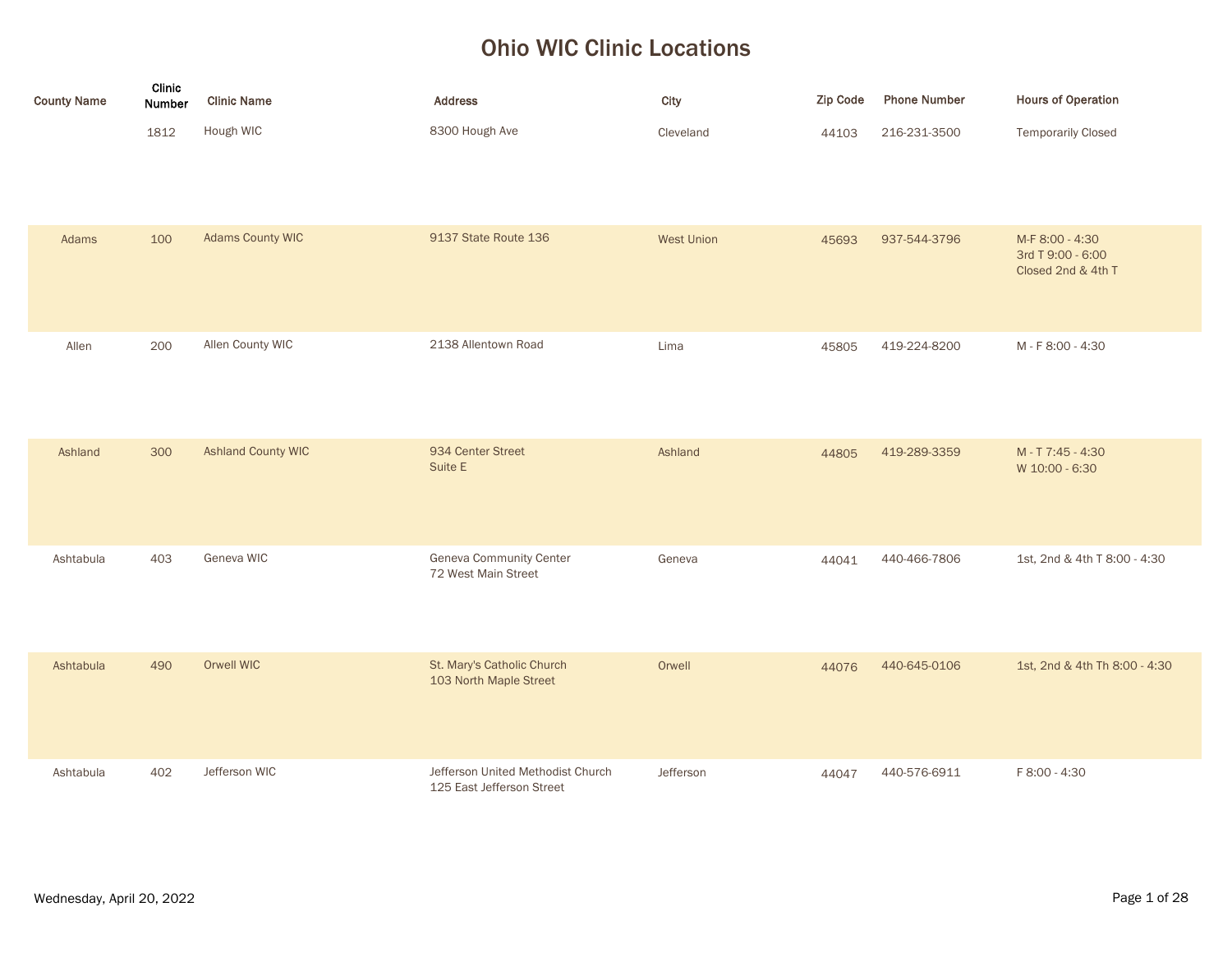# Ohio WIC Clinic Locations

| County Name | Clinic Number | Clinic Name | Address | City | Zip Code | Phone Number | Hours of Operation |
|---|---|---|---|---|---|---|---|
| | 1812 | Hough WIC | 8300 Hough Ave | Cleveland | 44103 | 216-231-3500 | Temporarily Closed |
| Adams | 100 | Adams County WIC | 9137 State Route 136 | West Union | 45693 | 937-544-3796 | M-F 8:00 - 4:30<br>3rd T 9:00 - 6:00<br>Closed 2nd & 4th T |
| Allen | 200 | Allen County WIC | 2138 Allentown Road | Lima | 45805 | 419-224-8200 | M - F 8:00 - 4:30 |
| Ashland | 300 | Ashland County WIC | 934 Center Street<br>Suite E | Ashland | 44805 | 419-289-3359 | M - T 7:45 - 4:30<br>W 10:00 - 6:30 |
| Ashtabula | 403 | Geneva WIC | Geneva Community Center<br>72 West Main Street | Geneva | 44041 | 440-466-7806 | 1st, 2nd & 4th T 8:00 - 4:30 |
| Ashtabula | 490 | Orwell WIC | St. Mary's Catholic Church<br>103 North Maple Street | Orwell | 44076 | 440-645-0106 | 1st, 2nd & 4th Th 8:00 - 4:30 |
| Ashtabula | 402 | Jefferson WIC | Jefferson United Methodist Church<br>125 East Jefferson Street | Jefferson | 44047 | 440-576-6911 | F 8:00 - 4:30 |

Wednesday, April 20, 2022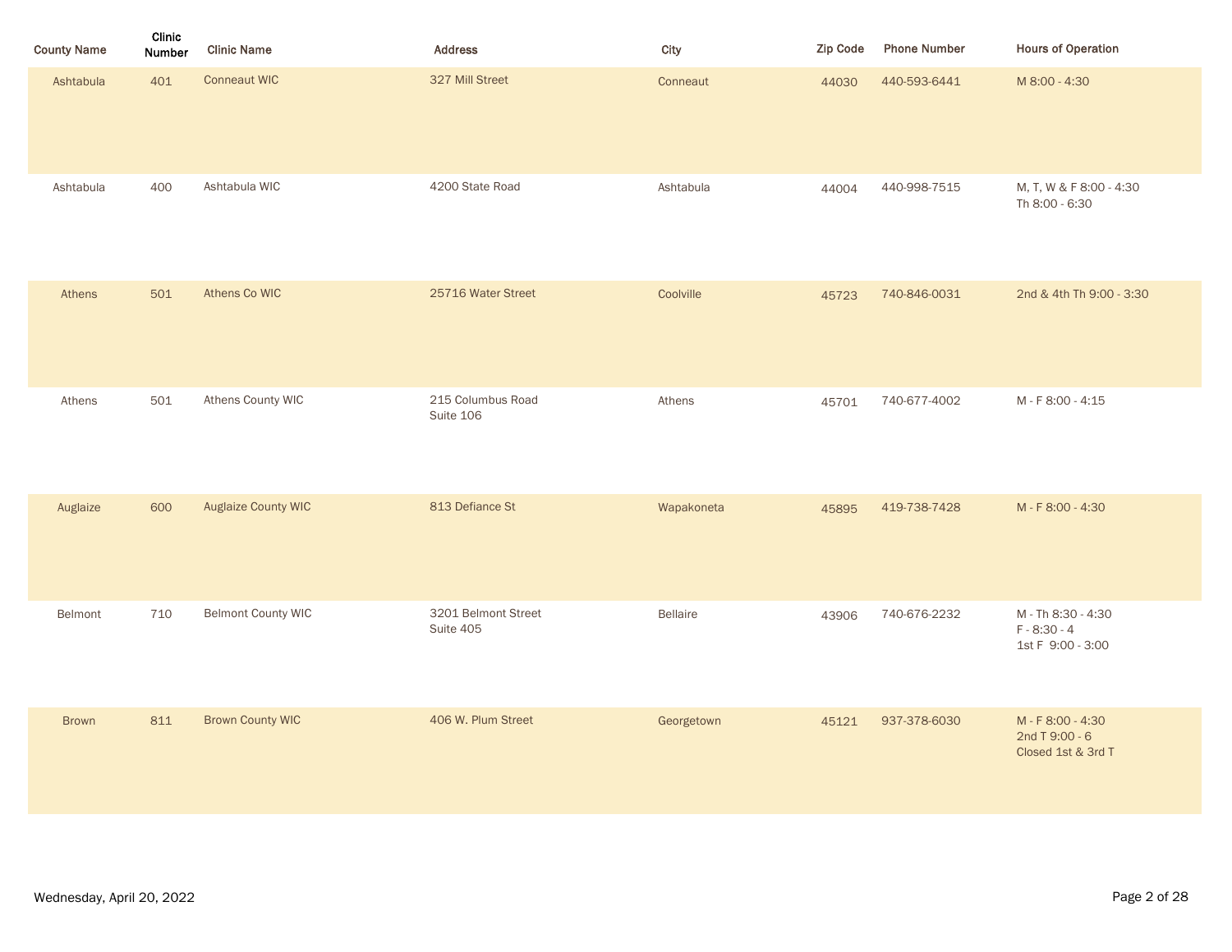| County Name | Clinic Number | Clinic Name | Address | City | Zip Code | Phone Number | Hours of Operation |
|---|---|---|---|---|---|---|---|
| Ashtabula | 401 | Conneaut WIC | 327 Mill Street | Conneaut | 44030 | 440-593-6441 | M 8:00 - 4:30 |
| Ashtabula | 400 | Ashtabula WIC | 4200 State Road | Ashtabula | 44004 | 440-998-7515 | M, T, W & F 8:00 - 4:30<br>Th 8:00 - 6:30 |
| Athens | 501 | Athens Co WIC | 25716 Water Street | Coolville | 45723 | 740-846-0031 | 2nd & 4th Th 9:00 - 3:30 |
| Athens | 501 | Athens County WIC | 215 Columbus Road<br>Suite 106 | Athens | 45701 | 740-677-4002 | M - F 8:00 - 4:15 |
| Auglaize | 600 | Auglaize County WIC | 813 Defiance St | Wapakoneta | 45895 | 419-738-7428 | M - F 8:00 - 4:30 |
| Belmont | 710 | Belmont County WIC | 3201 Belmont Street<br>Suite 405 | Bellaire | 43906 | 740-676-2232 | M - Th 8:30 - 4:30<br>F - 8:30 - 4<br>1st F 9:00 - 3:00 |
| Brown | 811 | Brown County WIC | 406 W. Plum Street | Georgetown | 45121 | 937-378-6030 | M - F 8:00 - 4:30<br>2nd T 9:00 - 6<br>Closed 1st & 3rd T |

Wednesday, April 20, 2022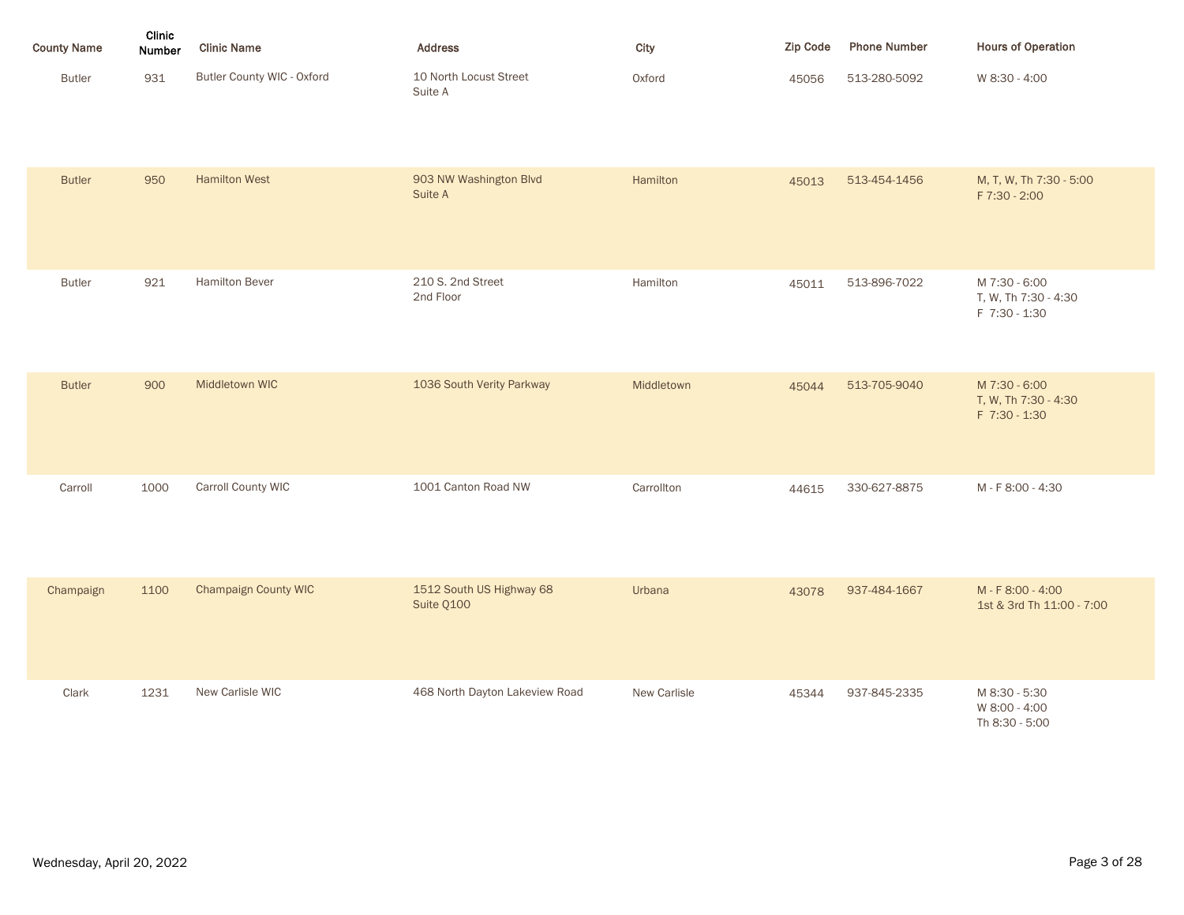| County Name | Clinic Number | Clinic Name | Address | City | Zip Code | Phone Number | Hours of Operation |
| --- | --- | --- | --- | --- | --- | --- | --- |
| Butler | 931 | Butler County WIC - Oxford | 10 North Locust Street<br>Suite A | Oxford | 45056 | 513-280-5092 | W 8:30 - 4:00 |
| Butler | 950 | Hamilton West | 903 NW Washington Blvd<br>Suite A | Hamilton | 45013 | 513-454-1456 | M, T, W, Th 7:30 - 5:00<br>F 7:30 - 2:00 |
| Butler | 921 | Hamilton Bever | 210 S. 2nd Street<br>2nd Floor | Hamilton | 45011 | 513-896-7022 | M 7:30 - 6:00<br>T, W, Th 7:30 - 4:30<br>F 7:30 - 1:30 |
| Butler | 900 | Middletown WIC | 1036 South Verity Parkway | Middletown | 45044 | 513-705-9040 | M 7:30 - 6:00<br>T, W, Th 7:30 - 4:30<br>F 7:30 - 1:30 |
| Carroll | 1000 | Carroll County WIC | 1001 Canton Road NW | Carrollton | 44615 | 330-627-8875 | M - F 8:00 - 4:30 |
| Champaign | 1100 | Champaign County WIC | 1512 South US Highway 68<br>Suite Q100 | Urbana | 43078 | 937-484-1667 | M - F 8:00 - 4:00<br>1st & 3rd Th 11:00 - 7:00 |
| Clark | 1231 | New Carlisle WIC | 468 North Dayton Lakeview Road | New Carlisle | 45344 | 937-845-2335 | M 8:30 - 5:30<br>W 8:00 - 4:00<br>Th 8:30 - 5:00 |

Wednesday, April 20, 2022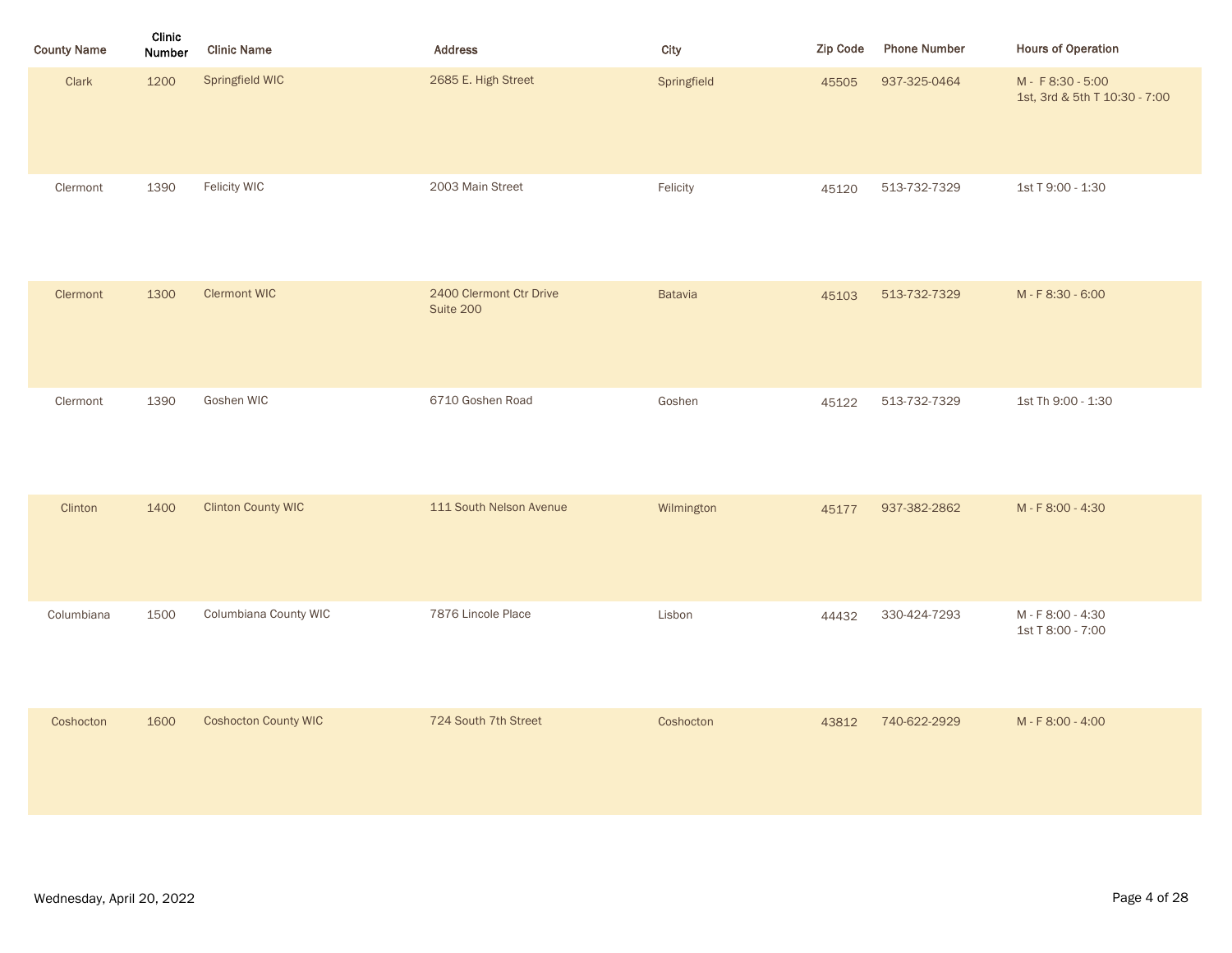| County Name | Clinic Number | Clinic Name | Address | City | Zip Code | Phone Number | Hours of Operation |
|---|---|---|---|---|---|---|---|
| Clark | 1200 | Springfield WIC | 2685 E. High Street | Springfield | 45505 | 937-325-0464 | M - F 8:30 - 5:00<br>1st, 3rd & 5th T 10:30 - 7:00 |
| Clermont | 1390 | Felicity WIC | 2003 Main Street | Felicity | 45120 | 513-732-7329 | 1st T 9:00 - 1:30 |
| Clermont | 1300 | Clermont WIC | 2400 Clermont Ctr Drive<br>Suite 200 | Batavia | 45103 | 513-732-7329 | M - F 8:30 - 6:00 |
| Clermont | 1390 | Goshen WIC | 6710 Goshen Road | Goshen | 45122 | 513-732-7329 | 1st Th 9:00 - 1:30 |
| Clinton | 1400 | Clinton County WIC | 111 South Nelson Avenue | Wilmington | 45177 | 937-382-2862 | M - F 8:00 - 4:30 |
| Columbiana | 1500 | Columbiana County WIC | 7876 Lincole Place | Lisbon | 44432 | 330-424-7293 | M - F 8:00 - 4:30<br>1st T 8:00 - 7:00 |
| Coshocton | 1600 | Coshocton County WIC | 724 South 7th Street | Coshocton | 43812 | 740-622-2929 | M - F 8:00 - 4:00 |

Wednesday, April 20, 2022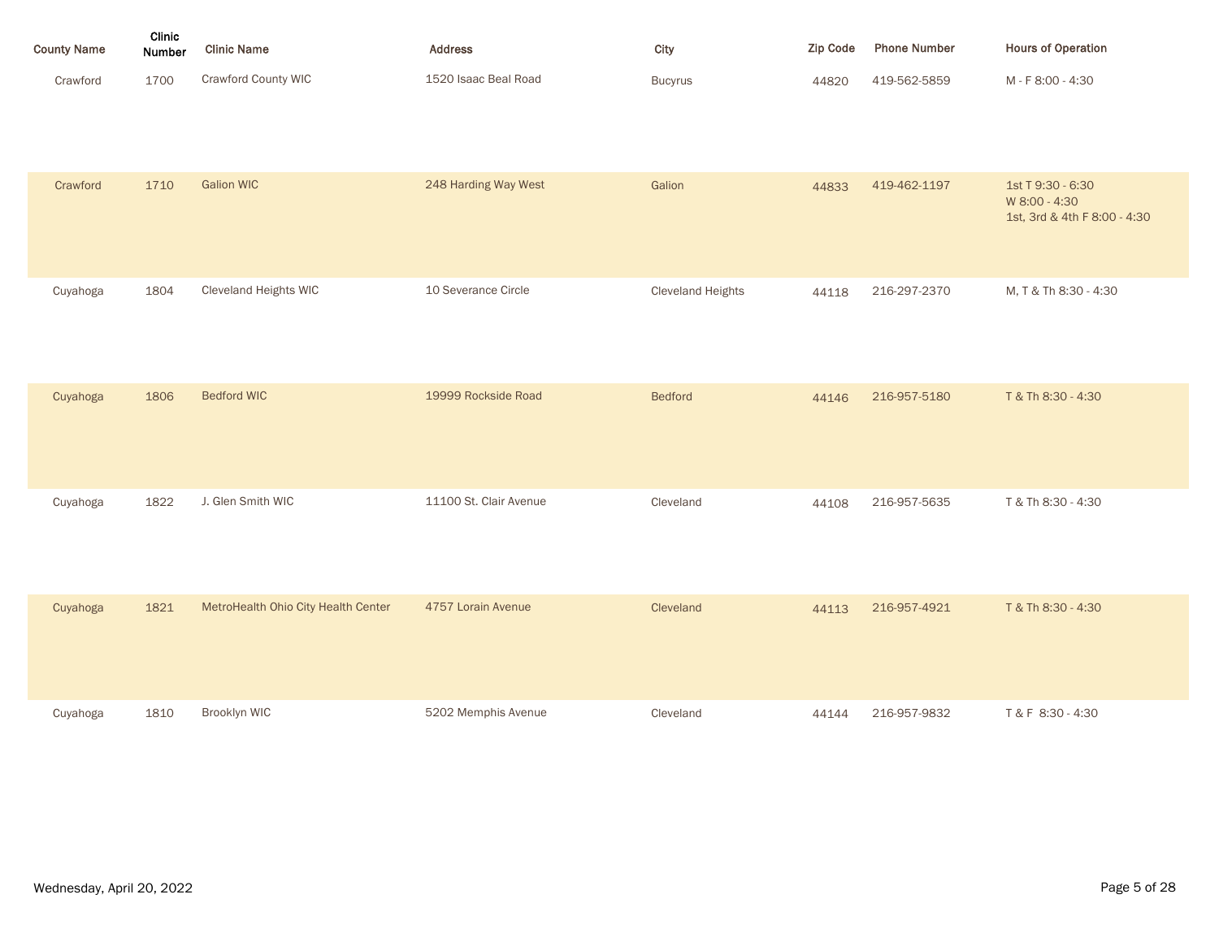| County Name | Clinic Number | Clinic Name | Address | City | Zip Code | Phone Number | Hours of Operation |
|---|---|---|---|---|---|---|---|
| Crawford | 1700 | Crawford County WIC | 1520 Isaac Beal Road | Bucyrus | 44820 | 419-562-5859 | M - F 8:00 - 4:30 |
| Crawford | 1710 | Galion WIC | 248 Harding Way West | Galion | 44833 | 419-462-1197 | 1st T 9:30 - 6:30<br>W 8:00 - 4:30<br>1st, 3rd & 4th F 8:00 - 4:30 |
| Cuyahoga | 1804 | Cleveland Heights WIC | 10 Severance Circle | Cleveland Heights | 44118 | 216-297-2370 | M, T & Th 8:30 - 4:30 |
| Cuyahoga | 1806 | Bedford WIC | 19999 Rockside Road | Bedford | 44146 | 216-957-5180 | T & Th 8:30 - 4:30 |
| Cuyahoga | 1822 | J. Glen Smith WIC | 11100 St. Clair Avenue | Cleveland | 44108 | 216-957-5635 | T & Th 8:30 - 4:30 |
| Cuyahoga | 1821 | MetroHealth Ohio City Health Center | 4757 Lorain Avenue | Cleveland | 44113 | 216-957-4921 | T & Th 8:30 - 4:30 |
| Cuyahoga | 1810 | Brooklyn WIC | 5202 Memphis Avenue | Cleveland | 44144 | 216-957-9832 | T & F 8:30 - 4:30 |

Wednesday, April 20, 2022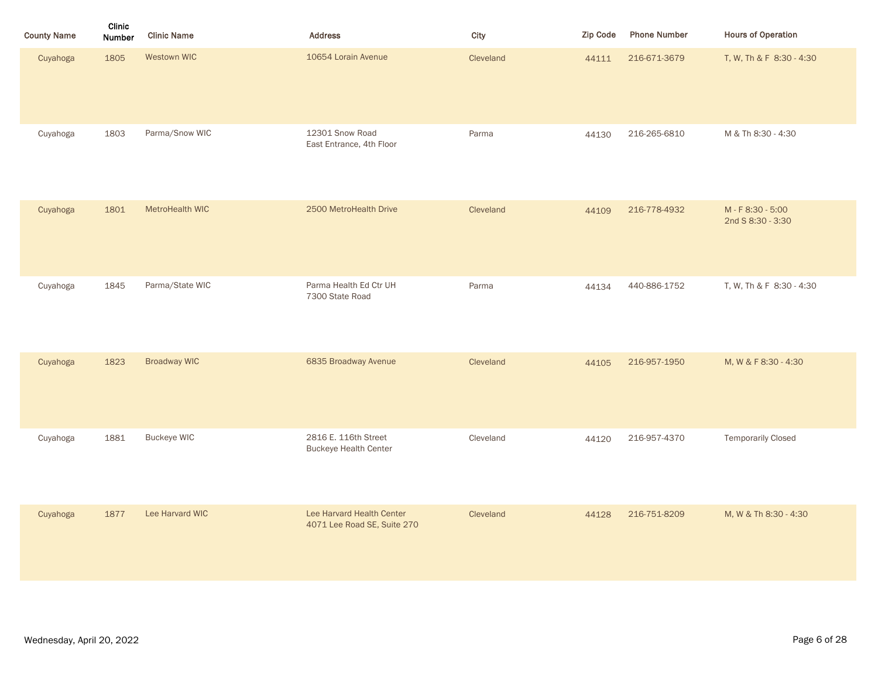| County Name | Clinic Number | Clinic Name | Address | City | Zip Code | Phone Number | Hours of Operation |
|---|---|---|---|---|---|---|---|
| Cuyahoga | 1805 | Westown WIC | 10654 Lorain Avenue | Cleveland | 44111 | 216-671-3679 | T, W, Th & F 8:30 - 4:30 |
| Cuyahoga | 1803 | Parma/Snow WIC | 12301 Snow Road<br>East Entrance, 4th Floor | Parma | 44130 | 216-265-6810 | M & Th 8:30 - 4:30 |
| Cuyahoga | 1801 | MetroHealth WIC | 2500 MetroHealth Drive | Cleveland | 44109 | 216-778-4932 | M - F 8:30 - 5:00<br>2nd S 8:30 - 3:30 |
| Cuyahoga | 1845 | Parma/State WIC | Parma Health Ed Ctr UH<br>7300 State Road | Parma | 44134 | 440-886-1752 | T, W, Th & F 8:30 - 4:30 |
| Cuyahoga | 1823 | Broadway WIC | 6835 Broadway Avenue | Cleveland | 44105 | 216-957-1950 | M, W & F 8:30 - 4:30 |
| Cuyahoga | 1881 | Buckeye WIC | 2816 E. 116th Street<br>Buckeye Health Center | Cleveland | 44120 | 216-957-4370 | Temporarily Closed |
| Cuyahoga | 1877 | Lee Harvard WIC | Lee Harvard Health Center<br>4071 Lee Road SE, Suite 270 | Cleveland | 44128 | 216-751-8209 | M, W & Th 8:30 - 4:30 |

Wednesday, April 20, 2022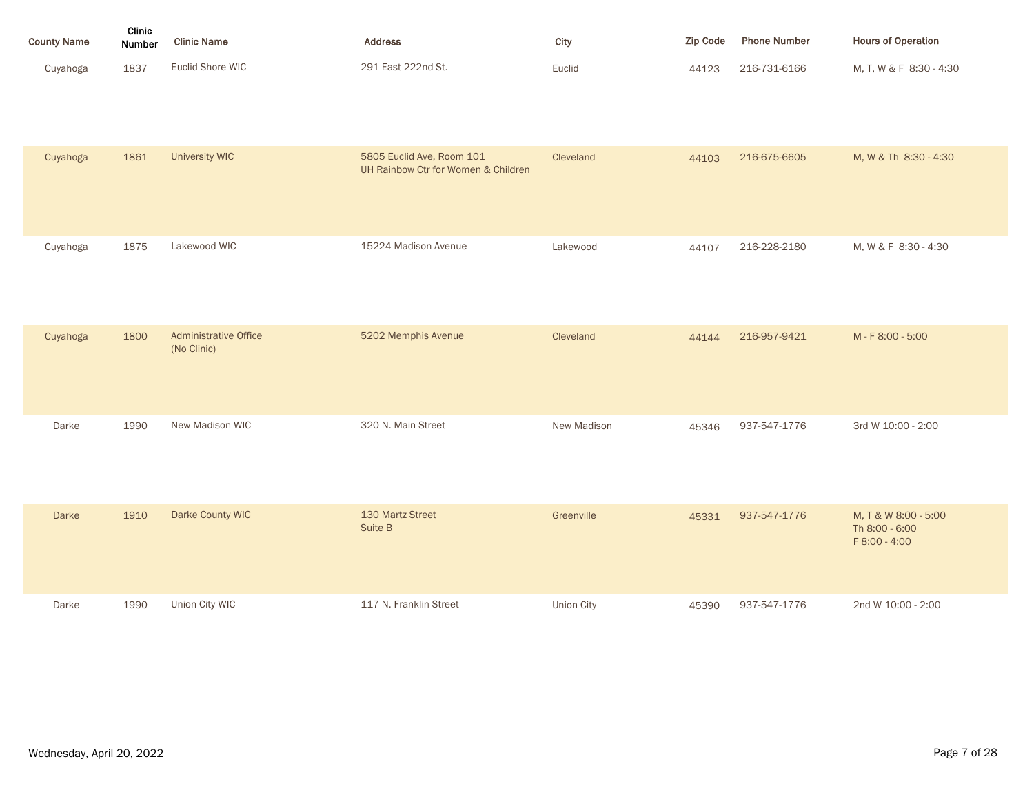| County Name | Clinic Number | Clinic Name | Address | City | Zip Code | Phone Number | Hours of Operation |
|---|---|---|---|---|---|---|---|
| Cuyahoga | 1837 | Euclid Shore WIC | 291 East 222nd St. | Euclid | 44123 | 216-731-6166 | M, T, W & F 8:30 - 4:30 |
| Cuyahoga | 1861 | University WIC | 5805 Euclid Ave, Room 101<br>UH Rainbow Ctr for Women & Children | Cleveland | 44103 | 216-675-6605 | M, W & Th 8:30 - 4:30 |
| Cuyahoga | 1875 | Lakewood WIC | 15224 Madison Avenue | Lakewood | 44107 | 216-228-2180 | M, W & F 8:30 - 4:30 |
| Cuyahoga | 1800 | Administrative Office<br>(No Clinic) | 5202 Memphis Avenue | Cleveland | 44144 | 216-957-9421 | M - F 8:00 - 5:00 |
| Darke | 1990 | New Madison WIC | 320 N. Main Street | New Madison | 45346 | 937-547-1776 | 3rd W 10:00 - 2:00 |
| Darke | 1910 | Darke County WIC | 130 Martz Street<br>Suite B | Greenville | 45331 | 937-547-1776 | M, T & W 8:00 - 5:00<br>Th 8:00 - 6:00<br>F 8:00 - 4:00 |
| Darke | 1990 | Union City WIC | 117 N. Franklin Street | Union City | 45390 | 937-547-1776 | 2nd W 10:00 - 2:00 |

Wednesday, April 20, 2022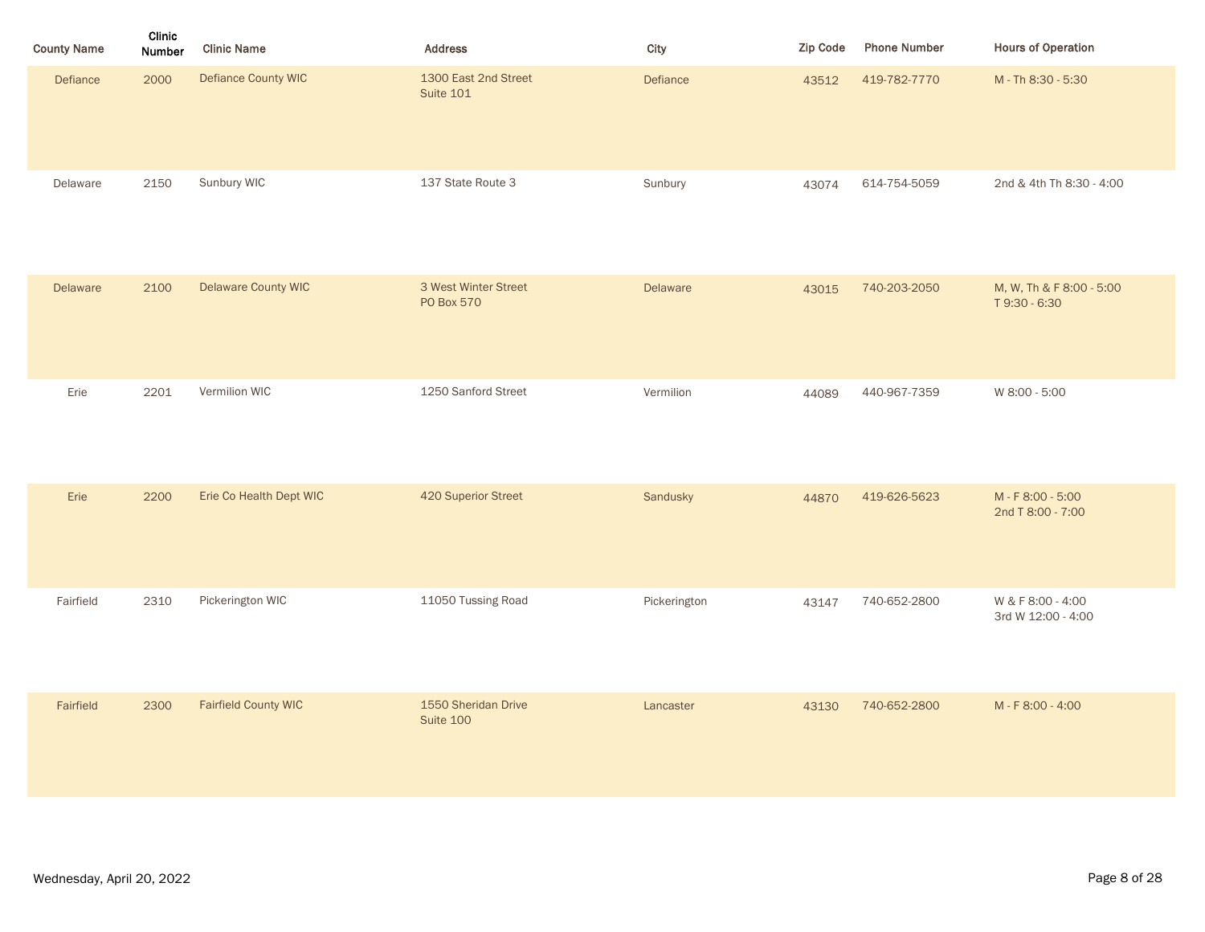| County Name | Clinic Number | Clinic Name | Address | City | Zip Code | Phone Number | Hours of Operation |
|---|---|---|---|---|---|---|---|
| Defiance | 2000 | Defiance County WIC | 1300 East 2nd Street<br>Suite 101 | Defiance | 43512 | 419-782-7770 | M - Th 8:30 - 5:30 |
| Delaware | 2150 | Sunbury WIC | 137 State Route 3 | Sunbury | 43074 | 614-754-5059 | 2nd & 4th Th 8:30 - 4:00 |
| Delaware | 2100 | Delaware County WIC | 3 West Winter Street<br>PO Box 570 | Delaware | 43015 | 740-203-2050 | M, W, Th & F 8:00 - 5:00<br>T 9:30 - 6:30 |
| Erie | 2201 | Vermilion WIC | 1250 Sanford Street | Vermilion | 44089 | 440-967-7359 | W 8:00 - 5:00 |
| Erie | 2200 | Erie Co Health Dept WIC | 420 Superior Street | Sandusky | 44870 | 419-626-5623 | M - F 8:00 - 5:00<br>2nd T 8:00 - 7:00 |
| Fairfield | 2310 | Pickerington WIC | 11050 Tussing Road | Pickerington | 43147 | 740-652-2800 | W & F 8:00 - 4:00<br>3rd W 12:00 - 4:00 |
| Fairfield | 2300 | Fairfield County WIC | 1550 Sheridan Drive<br>Suite 100 | Lancaster | 43130 | 740-652-2800 | M - F 8:00 - 4:00 |

Wednesday, April 20, 2022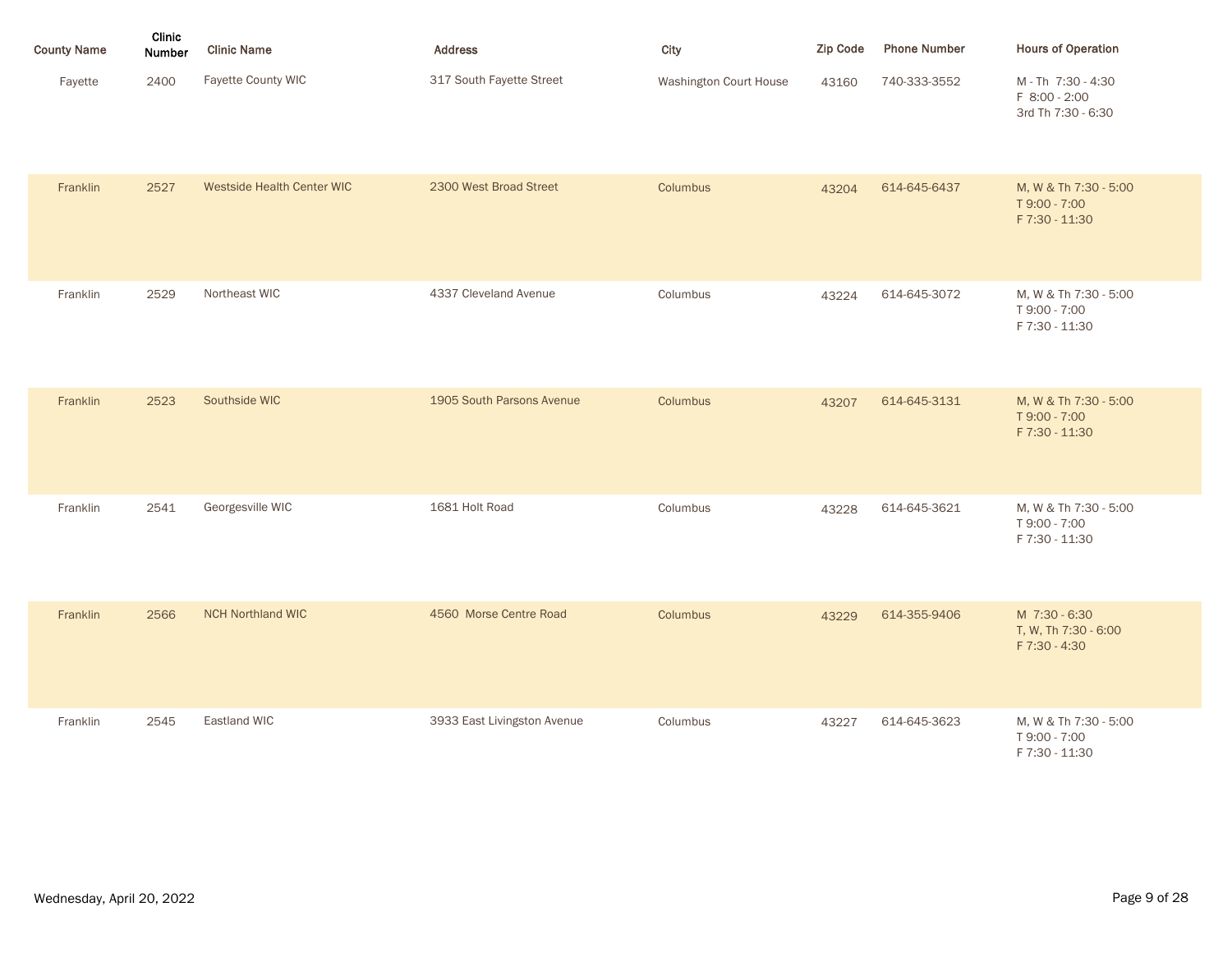| County Name | Clinic Number | Clinic Name | Address | City | Zip Code | Phone Number | Hours of Operation |
| --- | --- | --- | --- | --- | --- | --- | --- |
| Fayette | 2400 | Fayette County WIC | 317 South Fayette Street | Washington Court House | 43160 | 740-333-3552 | M - Th 7:30 - 4:30<br>F 8:00 - 2:00<br>3rd Th 7:30 - 6:30 |
| Franklin | 2527 | Westside Health Center WIC | 2300 West Broad Street | Columbus | 43204 | 614-645-6437 | M, W & Th 7:30 - 5:00<br>T 9:00 - 7:00<br>F 7:30 - 11:30 |
| Franklin | 2529 | Northeast WIC | 4337 Cleveland Avenue | Columbus | 43224 | 614-645-3072 | M, W & Th 7:30 - 5:00<br>T 9:00 - 7:00<br>F 7:30 - 11:30 |
| Franklin | 2523 | Southside WIC | 1905 South Parsons Avenue | Columbus | 43207 | 614-645-3131 | M, W & Th 7:30 - 5:00<br>T 9:00 - 7:00<br>F 7:30 - 11:30 |
| Franklin | 2541 | Georgesville WIC | 1681 Holt Road | Columbus | 43228 | 614-645-3621 | M, W & Th 7:30 - 5:00<br>T 9:00 - 7:00<br>F 7:30 - 11:30 |
| Franklin | 2566 | NCH Northland WIC | 4560 Morse Centre Road | Columbus | 43229 | 614-355-9406 | M 7:30 - 6:30<br>T, W, Th 7:30 - 6:00<br>F 7:30 - 4:30 |
| Franklin | 2545 | Eastland WIC | 3933 East Livingston Avenue | Columbus | 43227 | 614-645-3623 | M, W & Th 7:30 - 5:00<br>T 9:00 - 7:00<br>F 7:30 - 11:30 |

Wednesday, April 20, 2022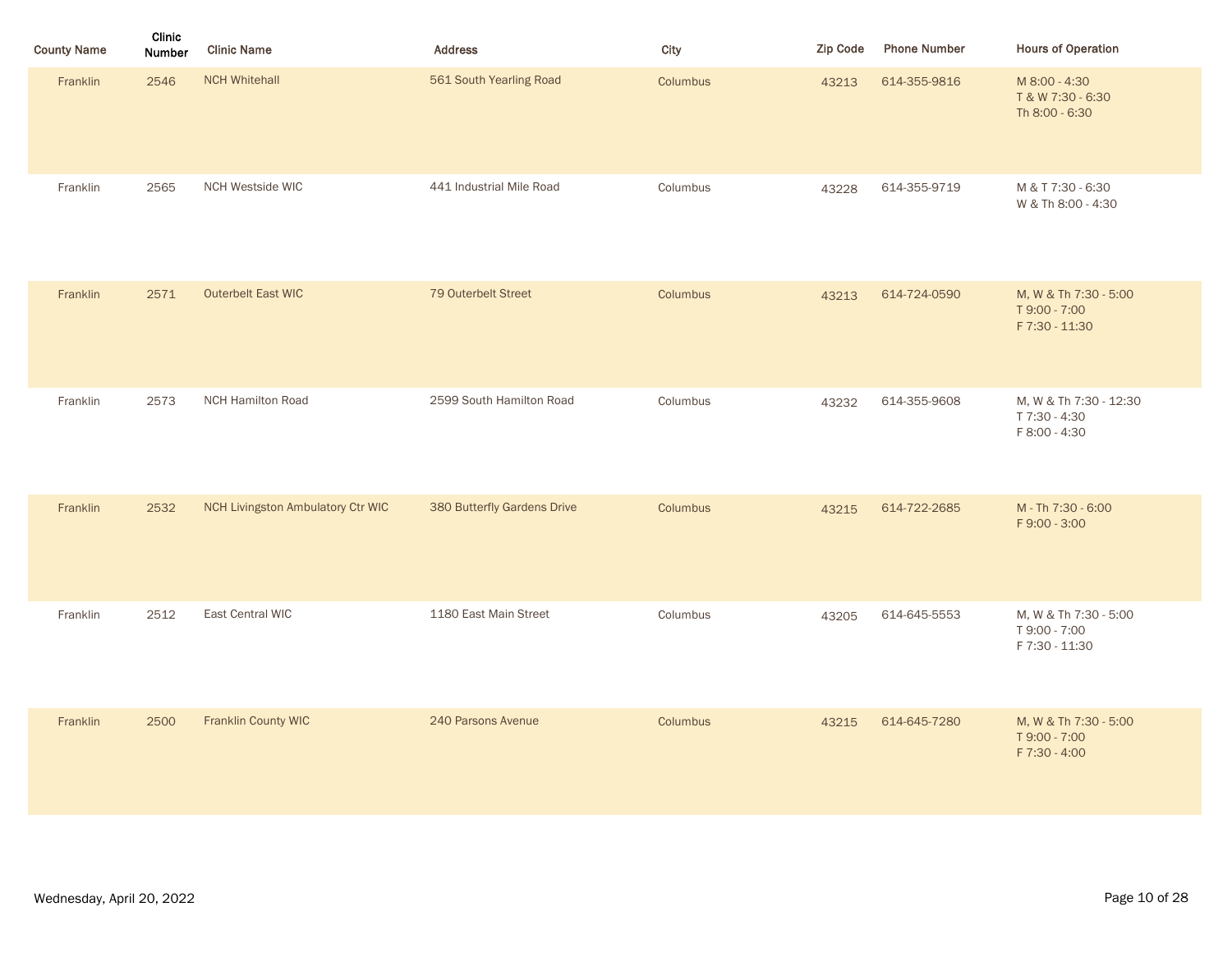| County Name | Clinic Number | Clinic Name | Address | City | Zip Code | Phone Number | Hours of Operation |
|---|---|---|---|---|---|---|---|
| Franklin | 2546 | NCH Whitehall | 561 South Yearling Road | Columbus | 43213 | 614-355-9816 | M 8:00 - 4:30<br>T & W 7:30 - 6:30<br>Th 8:00 - 6:30 |
| Franklin | 2565 | NCH Westside WIC | 441 Industrial Mile Road | Columbus | 43228 | 614-355-9719 | M & T 7:30 - 6:30<br>W & Th 8:00 - 4:30 |
| Franklin | 2571 | Outerbelt East WIC | 79 Outerbelt Street | Columbus | 43213 | 614-724-0590 | M, W & Th 7:30 - 5:00<br>T 9:00 - 7:00<br>F 7:30 - 11:30 |
| Franklin | 2573 | NCH Hamilton Road | 2599 South Hamilton Road | Columbus | 43232 | 614-355-9608 | M, W & Th 7:30 - 12:30<br>T 7:30 - 4:30<br>F 8:00 - 4:30 |
| Franklin | 2532 | NCH Livingston Ambulatory Ctr WIC | 380 Butterfly Gardens Drive | Columbus | 43215 | 614-722-2685 | M - Th 7:30 - 6:00<br>F 9:00 - 3:00 |
| Franklin | 2512 | East Central WIC | 1180 East Main Street | Columbus | 43205 | 614-645-5553 | M, W & Th 7:30 - 5:00<br>T 9:00 - 7:00<br>F 7:30 - 11:30 |
| Franklin | 2500 | Franklin County WIC | 240 Parsons Avenue | Columbus | 43215 | 614-645-7280 | M, W & Th 7:30 - 5:00<br>T 9:00 - 7:00<br>F 7:30 - 4:00 |

Wednesday, April 20, 2022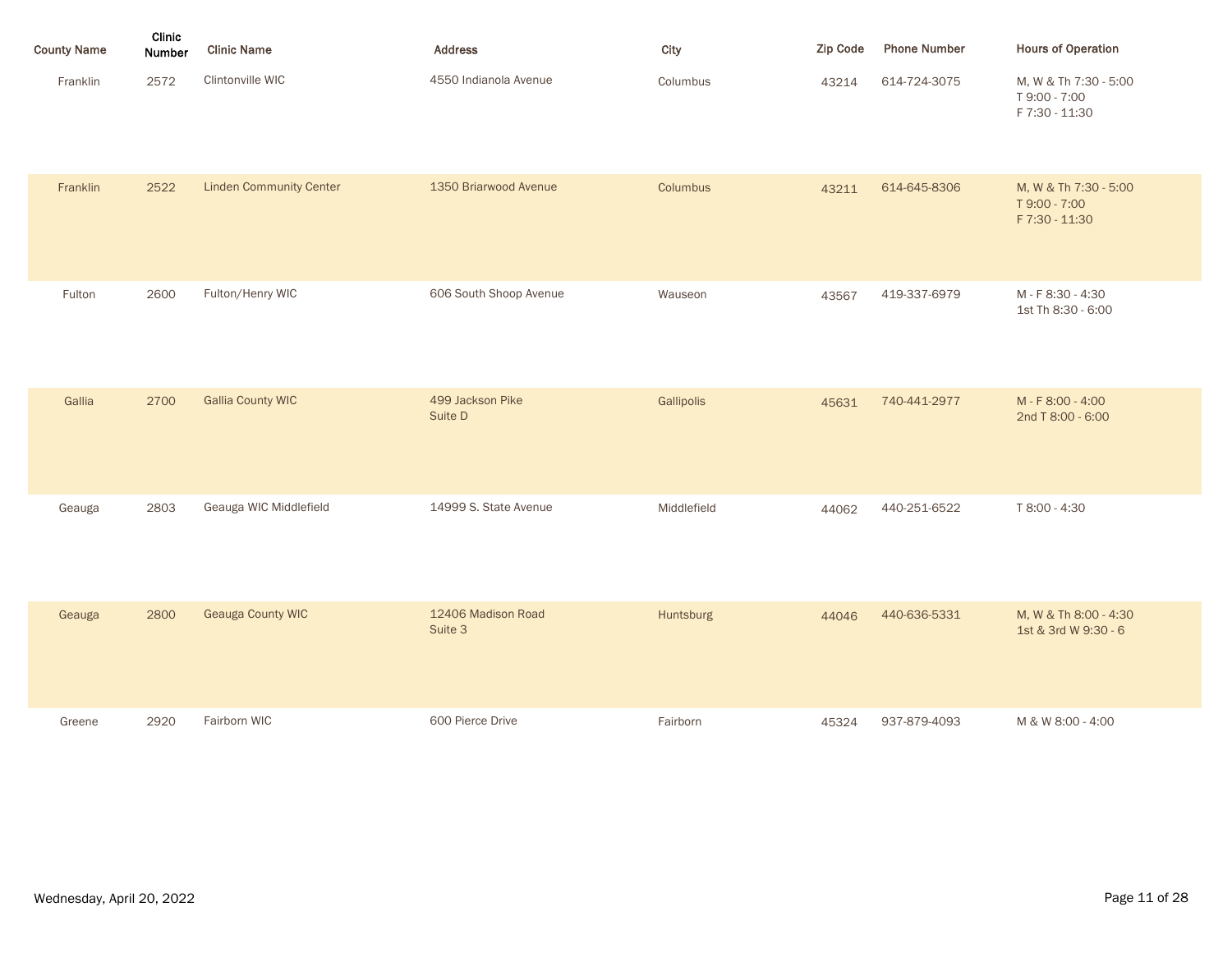| County Name | Clinic Number | Clinic Name | Address | City | Zip Code | Phone Number | Hours of Operation |
|---|---|---|---|---|---|---|---|
| Franklin | 2572 | Clintonville WIC | 4550 Indianola Avenue | Columbus | 43214 | 614-724-3075 | M, W & Th 7:30 - 5:00<br>T 9:00 - 7:00<br>F 7:30 - 11:30 |
| Franklin | 2522 | Linden Community Center | 1350 Briarwood Avenue | Columbus | 43211 | 614-645-8306 | M, W & Th 7:30 - 5:00<br>T 9:00 - 7:00<br>F 7:30 - 11:30 |
| Fulton | 2600 | Fulton/Henry WIC | 606 South Shoop Avenue | Wauseon | 43567 | 419-337-6979 | M - F 8:30 - 4:30<br>1st Th 8:30 - 6:00 |
| Gallia | 2700 | Gallia County WIC | 499 Jackson Pike<br>Suite D | Gallipolis | 45631 | 740-441-2977 | M - F 8:00 - 4:00<br>2nd T 8:00 - 6:00 |
| Geauga | 2803 | Geauga WIC Middlefield | 14999 S. State Avenue | Middlefield | 44062 | 440-251-6522 | T 8:00 - 4:30 |
| Geauga | 2800 | Geauga County WIC | 12406 Madison Road<br>Suite 3 | Huntsburg | 44046 | 440-636-5331 | M, W & Th 8:00 - 4:30<br>1st & 3rd W 9:30 - 6 |
| Greene | 2920 | Fairborn WIC | 600 Pierce Drive | Fairborn | 45324 | 937-879-4093 | M & W 8:00 - 4:00 |

Wednesday, April 20, 2022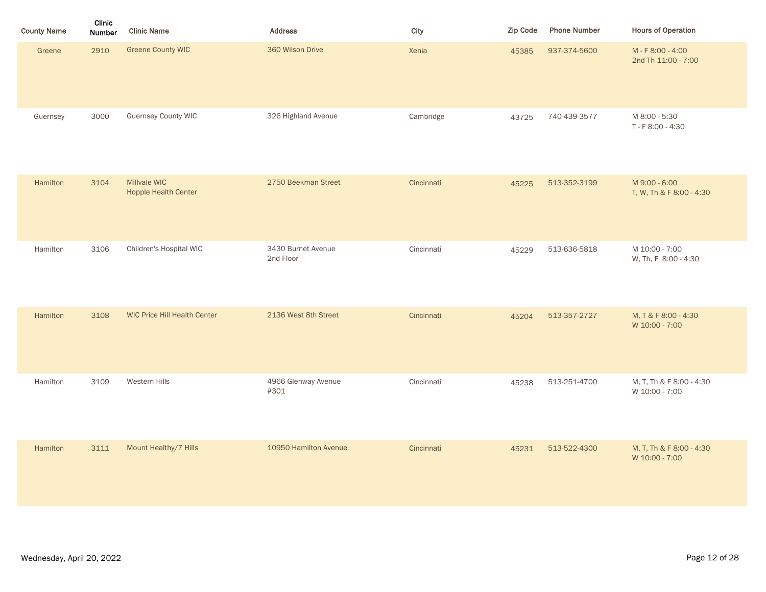| County Name | Clinic Number | Clinic Name | Address | City | Zip Code | Phone Number | Hours of Operation |
|---|---|---|---|---|---|---|---|
| Greene | 2910 | Greene County WIC | 360 Wilson Drive | Xenia | 45385 | 937-374-5600 | M - F 8:00 - 4:00<br>2nd Th 11:00 - 7:00 |
| Guernsey | 3000 | Guernsey County WIC | 326 Highland Avenue | Cambridge | 43725 | 740-439-3577 | M 8:00 - 5:30<br>T - F 8:00 - 4:30 |
| Hamilton | 3104 | Millvale WIC<br>Hopple Health Center | 2750 Beekman Street | Cincinnati | 45225 | 513-352-3199 | M 9:00 - 6:00<br>T, W, Th & F 8:00 - 4:30 |
| Hamilton | 3106 | Children's Hospital WIC | 3430 Burnet Avenue<br>2nd Floor | Cincinnati | 45229 | 513-636-5818 | M 10:00 - 7:00<br>W, Th, F 8:00 - 4:30 |
| Hamilton | 3108 | WIC Price Hill Health Center | 2136 West 8th Street | Cincinnati | 45204 | 513-357-2727 | M, T & F 8:00 - 4:30<br>W 10:00 - 7:00 |
| Hamilton | 3109 | Western Hills | 4966 Glenway Avenue<br>#301 | Cincinnati | 45238 | 513-251-4700 | M, T, Th & F 8:00 - 4:30<br>W 10:00 - 7:00 |
| Hamilton | 3111 | Mount Healthy/7 Hills | 10950 Hamilton Avenue | Cincinnati | 45231 | 513-522-4300 | M, T, Th & F 8:00 - 4:30<br>W 10:00 - 7:00 |

Wednesday, April 20, 2022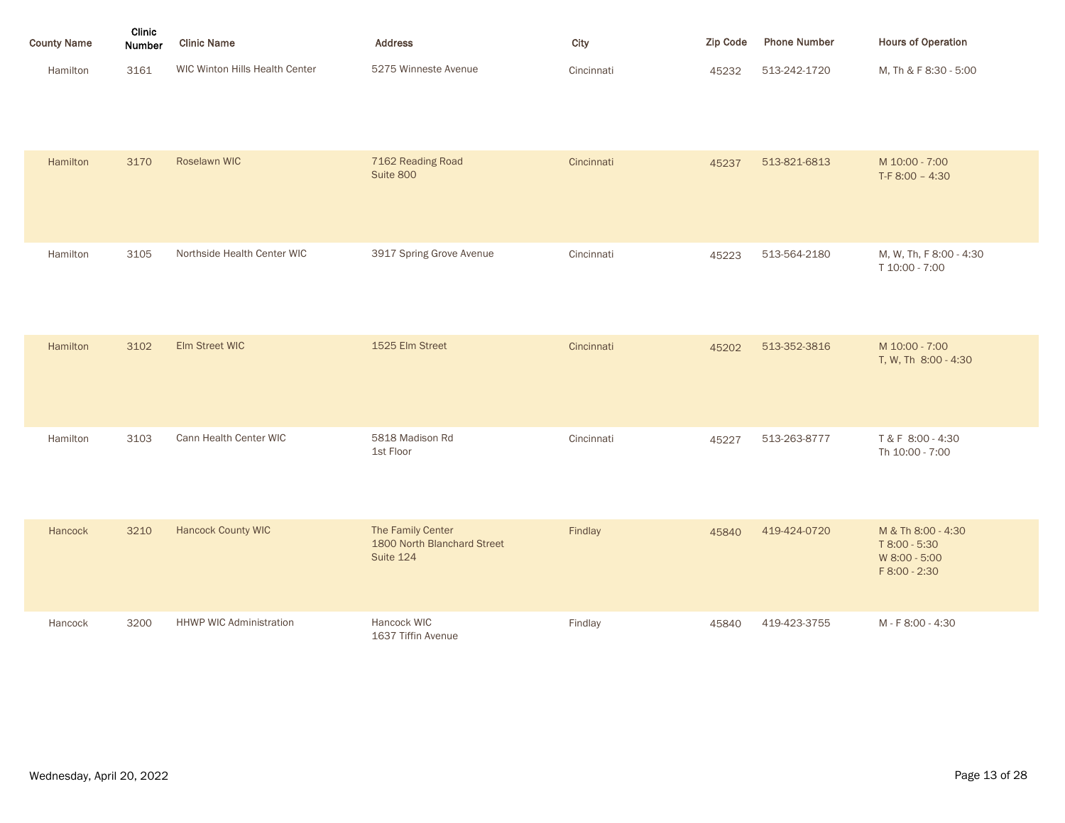| County Name | Clinic Number | Clinic Name | Address | City | Zip Code | Phone Number | Hours of Operation |
| --- | --- | --- | --- | --- | --- | --- | --- |
| Hamilton | 3161 | WIC Winton Hills Health Center | 5275 Winneste Avenue | Cincinnati | 45232 | 513-242-1720 | M, Th & F 8:30 - 5:00 |
| Hamilton | 3170 | Roselawn WIC | 7162 Reading Road<br>Suite 800 | Cincinnati | 45237 | 513-821-6813 | M 10:00 - 7:00<br>T-F 8:00 – 4:30 |
| Hamilton | 3105 | Northside Health Center WIC | 3917 Spring Grove Avenue | Cincinnati | 45223 | 513-564-2180 | M, W, Th, F 8:00 - 4:30<br>T 10:00 - 7:00 |
| Hamilton | 3102 | Elm Street WIC | 1525 Elm Street | Cincinnati | 45202 | 513-352-3816 | M 10:00 - 7:00<br>T, W, Th 8:00 - 4:30 |
| Hamilton | 3103 | Cann Health Center WIC | 5818 Madison Rd<br>1st Floor | Cincinnati | 45227 | 513-263-8777 | T & F 8:00 - 4:30<br>Th 10:00 - 7:00 |
| Hancock | 3210 | Hancock County WIC | The Family Center<br>1800 North Blanchard Street<br>Suite 124 | Findlay | 45840 | 419-424-0720 | M & Th 8:00 - 4:30<br>T 8:00 - 5:30<br>W 8:00 - 5:00<br>F 8:00 - 2:30 |
| Hancock | 3200 | HHWP WIC Administration | Hancock WIC<br>1637 Tiffin Avenue | Findlay | 45840 | 419-423-3755 | M - F 8:00 - 4:30 |

Wednesday, April 20, 2022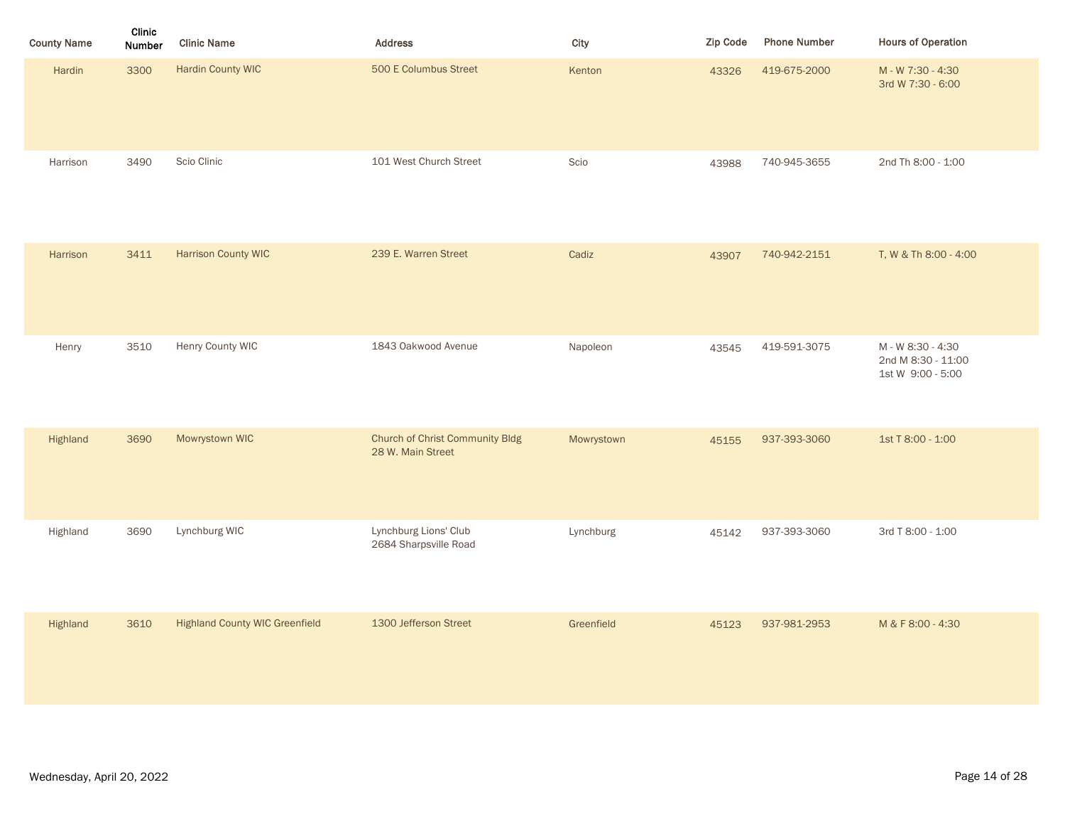| County Name | Clinic Number | Clinic Name | Address | City | Zip Code | Phone Number | Hours of Operation |
|---|---|---|---|---|---|---|---|
| Hardin | 3300 | Hardin County WIC | 500 E Columbus Street | Kenton | 43326 | 419-675-2000 | M - W 7:30 - 4:30<br>3rd W 7:30 - 6:00 |
| Harrison | 3490 | Scio Clinic | 101 West Church Street | Scio | 43988 | 740-945-3655 | 2nd Th 8:00 - 1:00 |
| Harrison | 3411 | Harrison County WIC | 239 E. Warren Street | Cadiz | 43907 | 740-942-2151 | T, W & Th 8:00 - 4:00 |
| Henry | 3510 | Henry County WIC | 1843 Oakwood Avenue | Napoleon | 43545 | 419-591-3075 | M - W 8:30 - 4:30<br>2nd M 8:30 - 11:00<br>1st W 9:00 - 5:00 |
| Highland | 3690 | Mowrystown WIC | Church of Christ Community Bldg<br>28 W. Main Street | Mowrystown | 45155 | 937-393-3060 | 1st T 8:00 - 1:00 |
| Highland | 3690 | Lynchburg WIC | Lynchburg Lions' Club<br>2684 Sharpsville Road | Lynchburg | 45142 | 937-393-3060 | 3rd T 8:00 - 1:00 |
| Highland | 3610 | Highland County WIC Greenfield | 1300 Jefferson Street | Greenfield | 45123 | 937-981-2953 | M & F 8:00 - 4:30 |

Wednesday, April 20, 2022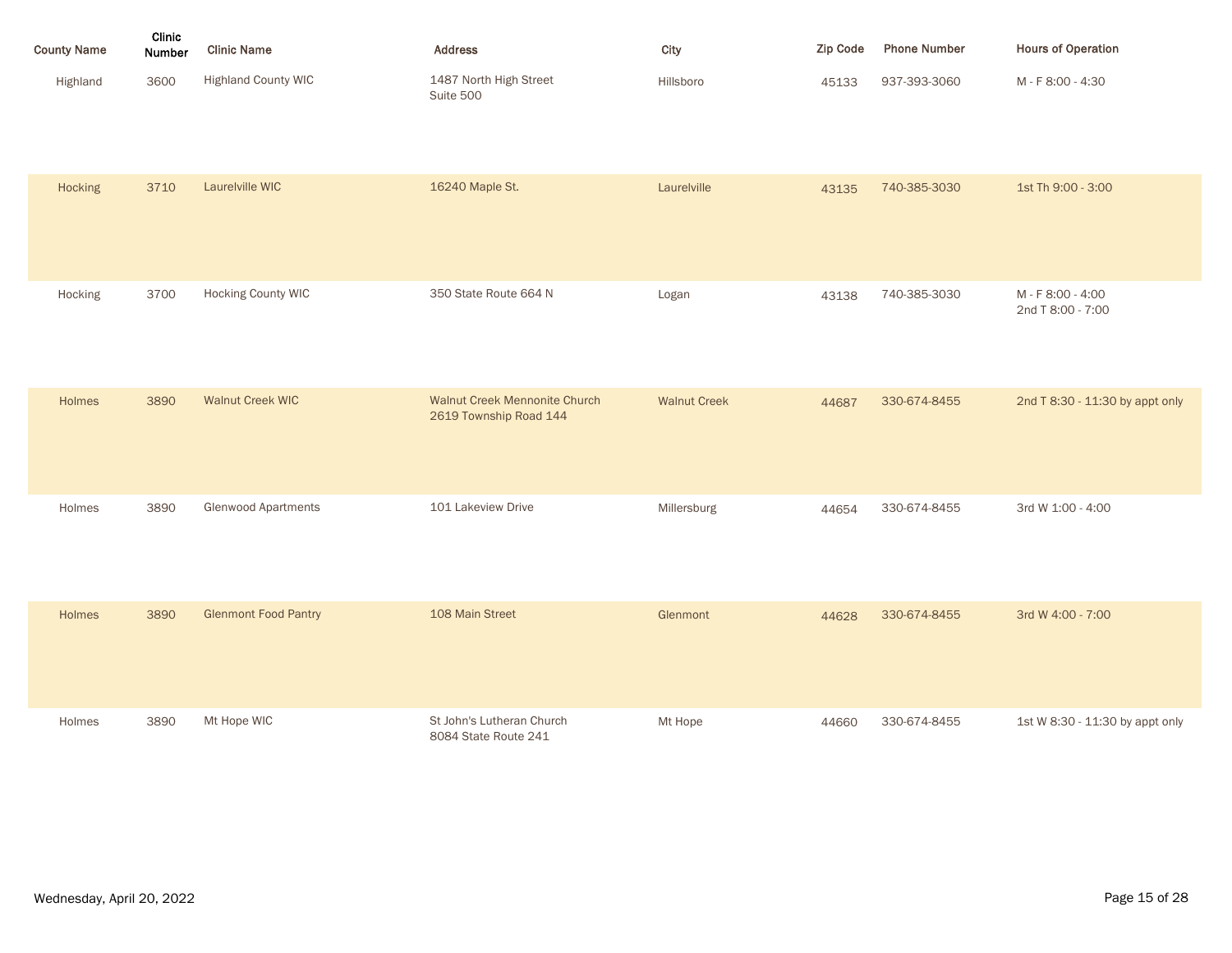| County Name | Clinic Number | Clinic Name | Address | City | Zip Code | Phone Number | Hours of Operation |
|---|---|---|---|---|---|---|---|
| Highland | 3600 | Highland County WIC | 1487 North High Street<br>Suite 500 | Hillsboro | 45133 | 937-393-3060 | M - F 8:00 - 4:30 |
| Hocking | 3710 | Laurelville WIC | 16240 Maple St. | Laurelville | 43135 | 740-385-3030 | 1st Th 9:00 - 3:00 |
| Hocking | 3700 | Hocking County WIC | 350 State Route 664 N | Logan | 43138 | 740-385-3030 | M - F 8:00 - 4:00<br>2nd T 8:00 - 7:00 |
| Holmes | 3890 | Walnut Creek WIC | Walnut Creek Mennonite Church<br>2619 Township Road 144 | Walnut Creek | 44687 | 330-674-8455 | 2nd T 8:30 - 11:30 by appt only |
| Holmes | 3890 | Glenwood Apartments | 101 Lakeview Drive | Millersburg | 44654 | 330-674-8455 | 3rd W 1:00 - 4:00 |
| Holmes | 3890 | Glenmont Food Pantry | 108 Main Street | Glenmont | 44628 | 330-674-8455 | 3rd W 4:00 - 7:00 |
| Holmes | 3890 | Mt Hope WIC | St John's Lutheran Church<br>8084 State Route 241 | Mt Hope | 44660 | 330-674-8455 | 1st W 8:30 - 11:30 by appt only |

Wednesday, April 20, 2022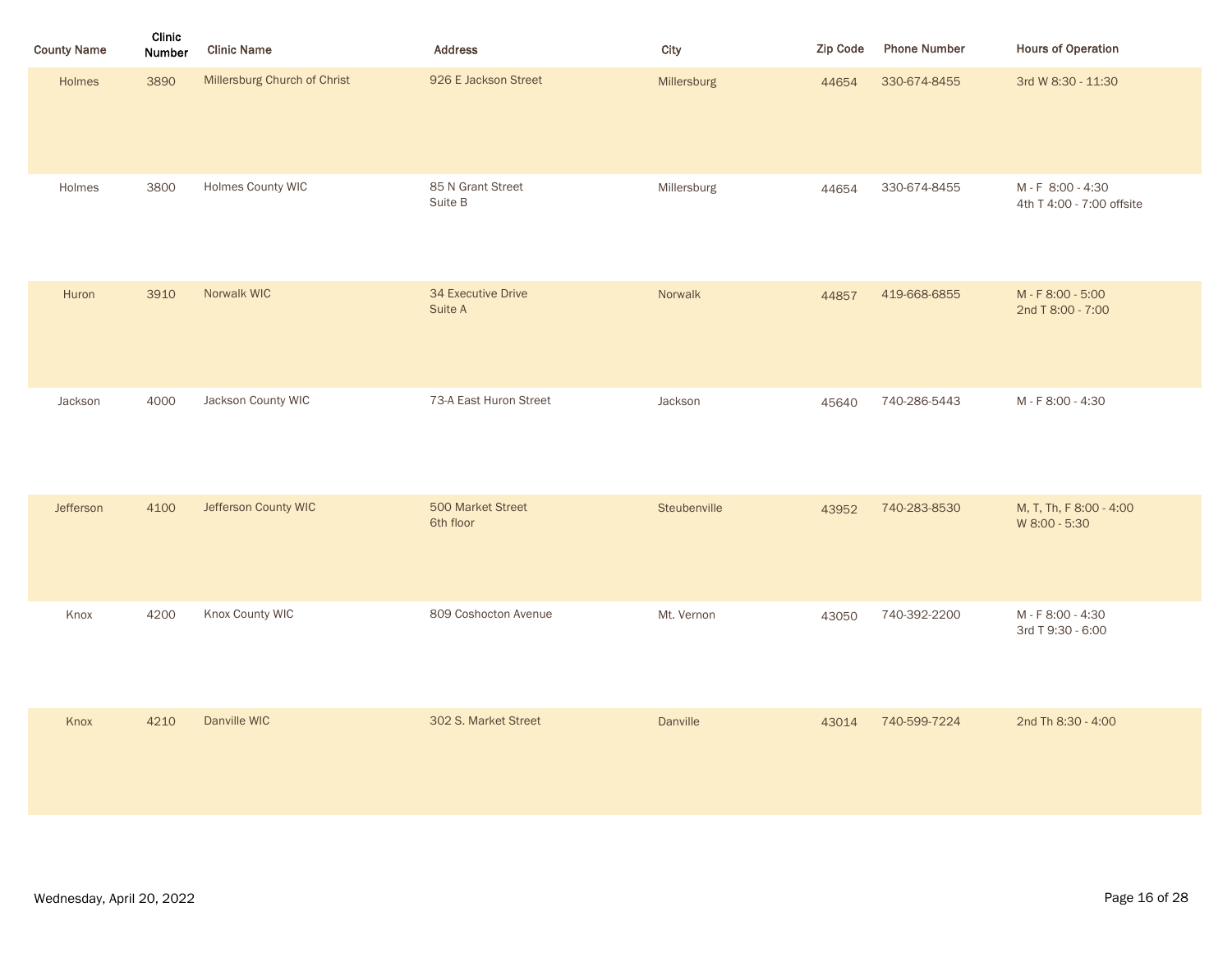| County Name | Clinic Number | Clinic Name | Address | City | Zip Code | Phone Number | Hours of Operation |
| --- | --- | --- | --- | --- | --- | --- | --- |
| Holmes | 3890 | Millersburg Church of Christ | 926 E Jackson Street | Millersburg | 44654 | 330-674-8455 | 3rd W 8:30 - 11:30 |
| Holmes | 3800 | Holmes County WIC | 85 N Grant Street<br>Suite B | Millersburg | 44654 | 330-674-8455 | M - F 8:00 - 4:30<br>4th T 4:00 - 7:00 offsite |
| Huron | 3910 | Norwalk WIC | 34 Executive Drive<br>Suite A | Norwalk | 44857 | 419-668-6855 | M - F 8:00 - 5:00<br>2nd T 8:00 - 7:00 |
| Jackson | 4000 | Jackson County WIC | 73-A East Huron Street | Jackson | 45640 | 740-286-5443 | M - F 8:00 - 4:30 |
| Jefferson | 4100 | Jefferson County WIC | 500 Market Street<br>6th floor | Steubenville | 43952 | 740-283-8530 | M, T, Th, F 8:00 - 4:00<br>W 8:00 - 5:30 |
| Knox | 4200 | Knox County WIC | 809 Coshocton Avenue | Mt. Vernon | 43050 | 740-392-2200 | M - F 8:00 - 4:30<br>3rd T 9:30 - 6:00 |
| Knox | 4210 | Danville WIC | 302 S. Market Street | Danville | 43014 | 740-599-7224 | 2nd Th 8:30 - 4:00 |

Wednesday, April 20, 2022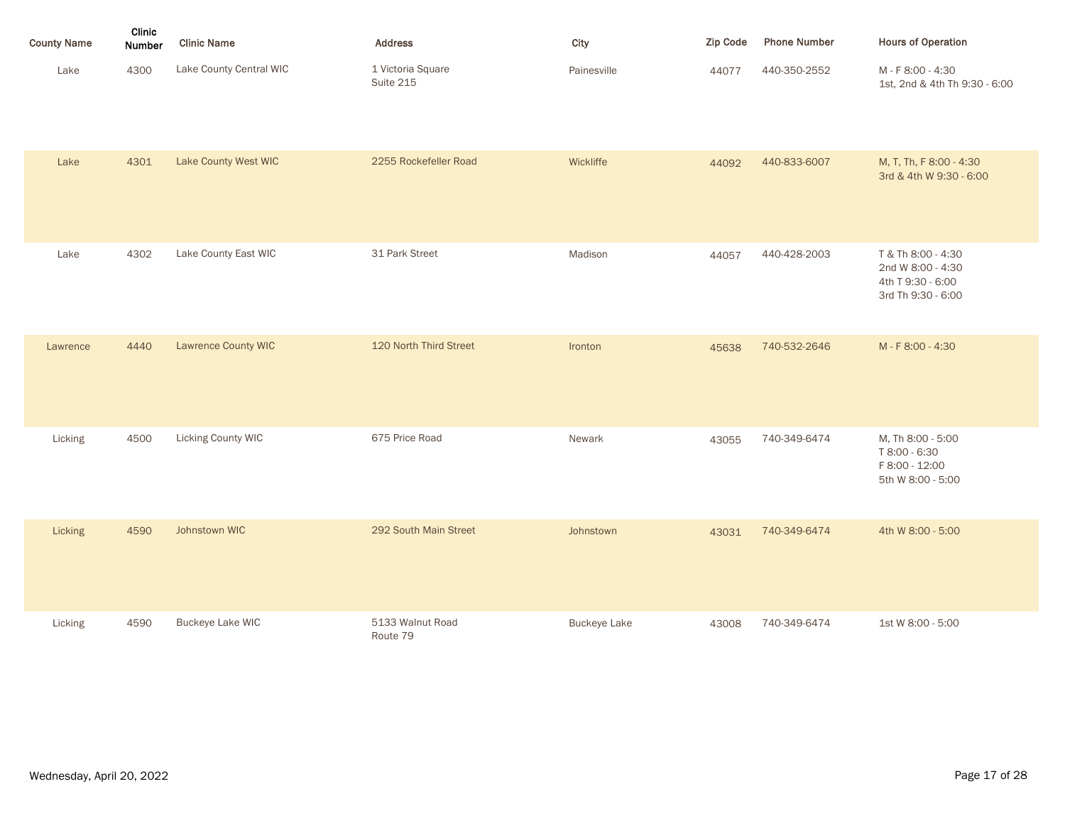| County Name | Clinic Number | Clinic Name | Address | City | Zip Code | Phone Number | Hours of Operation |
|---|---|---|---|---|---|---|---|
| Lake | 4300 | Lake County Central WIC | 1 Victoria Square<br>Suite 215 | Painesville | 44077 | 440-350-2552 | M - F 8:00 - 4:30<br>1st, 2nd & 4th Th 9:30 - 6:00 |
| Lake | 4301 | Lake County West WIC | 2255 Rockefeller Road | Wickliffe | 44092 | 440-833-6007 | M, T, Th, F 8:00 - 4:30<br>3rd & 4th W 9:30 - 6:00 |
| Lake | 4302 | Lake County East WIC | 31 Park Street | Madison | 44057 | 440-428-2003 | T & Th 8:00 - 4:30<br>2nd W 8:00 - 4:30<br>4th T 9:30 - 6:00<br>3rd Th 9:30 - 6:00 |
| Lawrence | 4440 | Lawrence County WIC | 120 North Third Street | Ironton | 45638 | 740-532-2646 | M - F 8:00 - 4:30 |
| Licking | 4500 | Licking County WIC | 675 Price Road | Newark | 43055 | 740-349-6474 | M, Th 8:00 - 5:00<br>T 8:00 - 6:30<br>F 8:00 - 12:00<br>5th W 8:00 - 5:00 |
| Licking | 4590 | Johnstown WIC | 292 South Main Street | Johnstown | 43031 | 740-349-6474 | 4th W 8:00 - 5:00 |
| Licking | 4590 | Buckeye Lake WIC | 5133 Walnut Road<br>Route 79 | Buckeye Lake | 43008 | 740-349-6474 | 1st W 8:00 - 5:00 |

Wednesday, April 20, 2022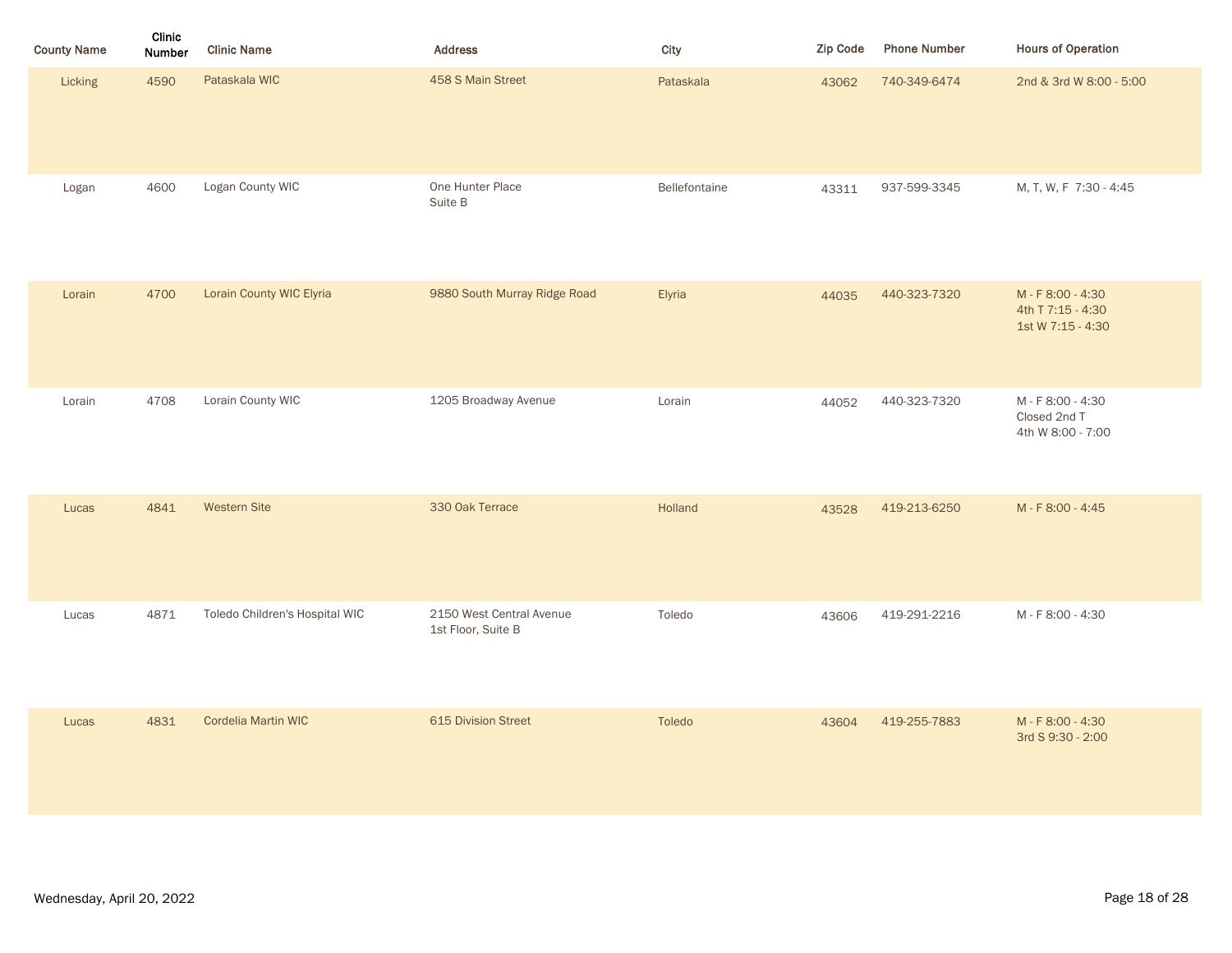| County Name | Clinic Number | Clinic Name | Address | City | Zip Code | Phone Number | Hours of Operation |
|---|---|---|---|---|---|---|---|
| Licking | 4590 | Pataskala WIC | 458 S Main Street | Pataskala | 43062 | 740-349-6474 | 2nd & 3rd W 8:00 - 5:00 |
| Logan | 4600 | Logan County WIC | One Hunter Place<br>Suite B | Bellefontaine | 43311 | 937-599-3345 | M, T, W, F 7:30 - 4:45 |
| Lorain | 4700 | Lorain County WIC Elyria | 9880 South Murray Ridge Road | Elyria | 44035 | 440-323-7320 | M - F 8:00 - 4:30<br>4th T 7:15 - 4:30<br>1st W 7:15 - 4:30 |
| Lorain | 4708 | Lorain County WIC | 1205 Broadway Avenue | Lorain | 44052 | 440-323-7320 | M - F 8:00 - 4:30<br>Closed 2nd T<br>4th W 8:00 - 7:00 |
| Lucas | 4841 | Western Site | 330 Oak Terrace | Holland | 43528 | 419-213-6250 | M - F 8:00 - 4:45 |
| Lucas | 4871 | Toledo Children's Hospital WIC | 2150 West Central Avenue<br>1st Floor, Suite B | Toledo | 43606 | 419-291-2216 | M - F 8:00 - 4:30 |
| Lucas | 4831 | Cordelia Martin WIC | 615 Division Street | Toledo | 43604 | 419-255-7883 | M - F 8:00 - 4:30<br>3rd S 9:30 - 2:00 |

Wednesday, April 20, 2022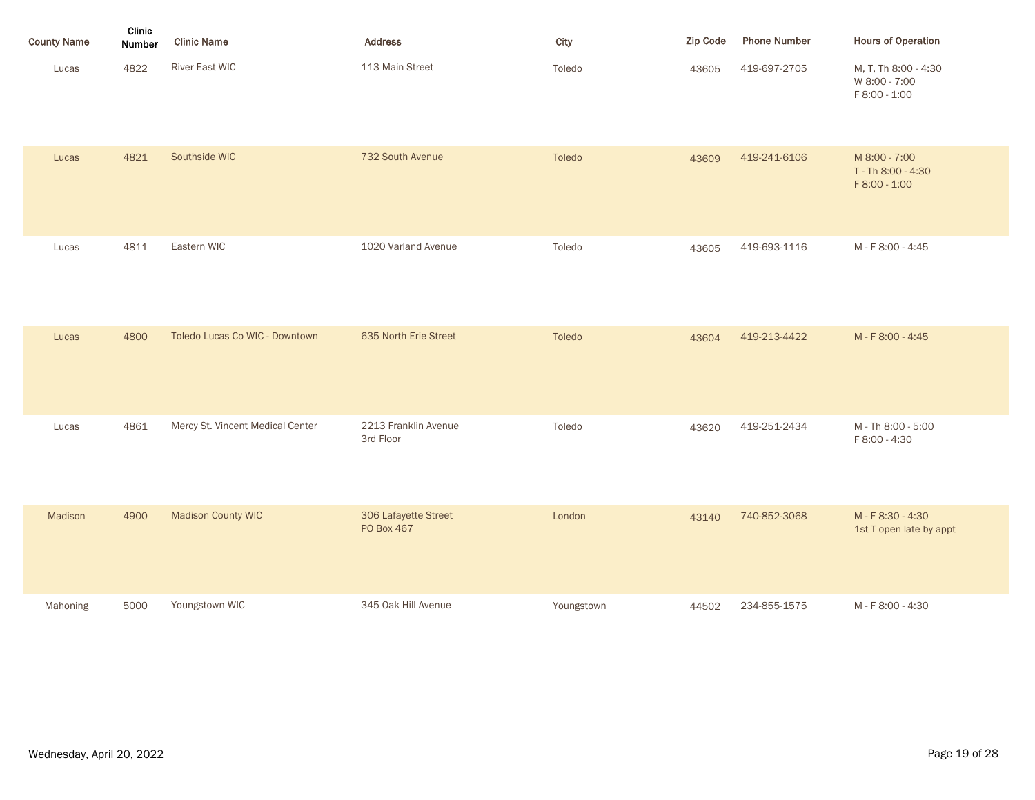| County Name | Clinic Number | Clinic Name | Address | City | Zip Code | Phone Number | Hours of Operation |
|---|---|---|---|---|---|---|---|
| Lucas | 4822 | River East WIC | 113 Main Street | Toledo | 43605 | 419-697-2705 | M, T, Th 8:00 - 4:30<br>W 8:00 - 7:00<br>F 8:00 - 1:00 |
| Lucas | 4821 | Southside WIC | 732 South Avenue | Toledo | 43609 | 419-241-6106 | M 8:00 - 7:00<br>T - Th 8:00 - 4:30<br>F 8:00 - 1:00 |
| Lucas | 4811 | Eastern WIC | 1020 Varland Avenue | Toledo | 43605 | 419-693-1116 | M - F 8:00 - 4:45 |
| Lucas | 4800 | Toledo Lucas Co WIC - Downtown | 635 North Erie Street | Toledo | 43604 | 419-213-4422 | M - F 8:00 - 4:45 |
| Lucas | 4861 | Mercy St. Vincent Medical Center | 2213 Franklin Avenue<br>3rd Floor | Toledo | 43620 | 419-251-2434 | M - Th 8:00 - 5:00<br>F 8:00 - 4:30 |
| Madison | 4900 | Madison County WIC | 306 Lafayette Street<br>PO Box 467 | London | 43140 | 740-852-3068 | M - F 8:30 - 4:30<br>1st T open late by appt |
| Mahoning | 5000 | Youngstown WIC | 345 Oak Hill Avenue | Youngstown | 44502 | 234-855-1575 | M - F 8:00 - 4:30 |

Wednesday, April 20, 2022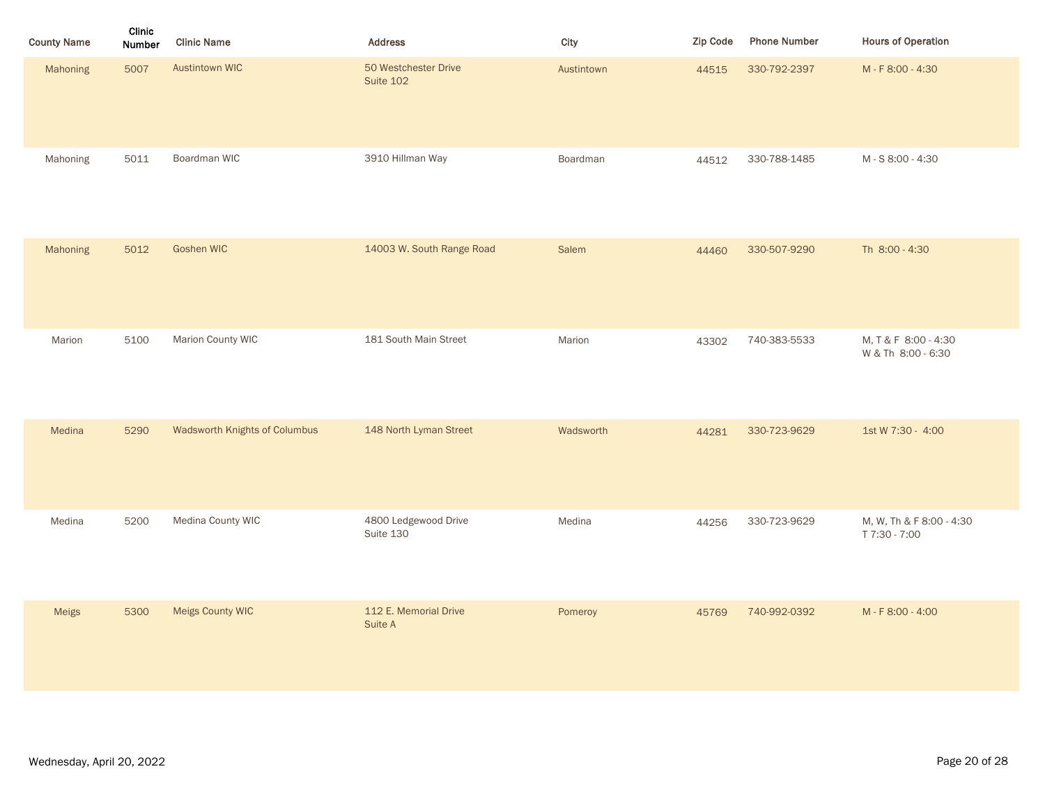| County Name | Clinic Number | Clinic Name | Address | City | Zip Code | Phone Number | Hours of Operation |
|---|---|---|---|---|---|---|---|
| Mahoning | 5007 | Austintown WIC | 50 Westchester Drive<br>Suite 102 | Austintown | 44515 | 330-792-2397 | M - F 8:00 - 4:30 |
| Mahoning | 5011 | Boardman WIC | 3910 Hillman Way | Boardman | 44512 | 330-788-1485 | M - S 8:00 - 4:30 |
| Mahoning | 5012 | Goshen WIC | 14003 W. South Range Road | Salem | 44460 | 330-507-9290 | Th 8:00 - 4:30 |
| Marion | 5100 | Marion County WIC | 181 South Main Street | Marion | 43302 | 740-383-5533 | M, T & F 8:00 - 4:30<br>W & Th 8:00 - 6:30 |
| Medina | 5290 | Wadsworth Knights of Columbus | 148 North Lyman Street | Wadsworth | 44281 | 330-723-9629 | 1st W 7:30 - 4:00 |
| Medina | 5200 | Medina County WIC | 4800 Ledgewood Drive<br>Suite 130 | Medina | 44256 | 330-723-9629 | M, W, Th & F 8:00 - 4:30<br>T 7:30 - 7:00 |
| Meigs | 5300 | Meigs County WIC | 112 E. Memorial Drive<br>Suite A | Pomeroy | 45769 | 740-992-0392 | M - F 8:00 - 4:00 |

Wednesday, April 20, 2022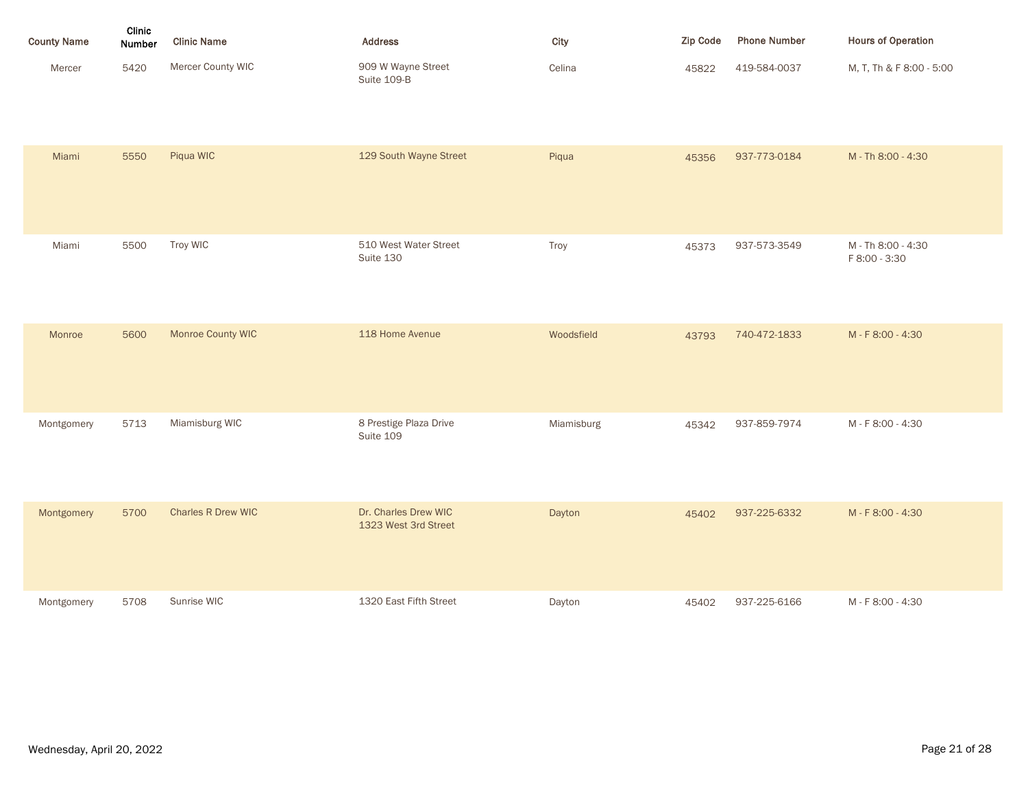| County Name | Clinic Number | Clinic Name | Address | City | Zip Code | Phone Number | Hours of Operation |
|---|---|---|---|---|---|---|---|
| Mercer | 5420 | Mercer County WIC | 909 W Wayne Street<br>Suite 109-B | Celina | 45822 | 419-584-0037 | M, T, Th & F 8:00 - 5:00 |
| Miami | 5550 | Piqua WIC | 129 South Wayne Street | Piqua | 45356 | 937-773-0184 | M - Th 8:00 - 4:30 |
| Miami | 5500 | Troy WIC | 510 West Water Street<br>Suite 130 | Troy | 45373 | 937-573-3549 | M - Th 8:00 - 4:30<br>F 8:00 - 3:30 |
| Monroe | 5600 | Monroe County WIC | 118 Home Avenue | Woodsfield | 43793 | 740-472-1833 | M - F 8:00 - 4:30 |
| Montgomery | 5713 | Miamisburg WIC | 8 Prestige Plaza Drive<br>Suite 109 | Miamisburg | 45342 | 937-859-7974 | M - F 8:00 - 4:30 |
| Montgomery | 5700 | Charles R Drew WIC | Dr. Charles Drew WIC<br>1323 West 3rd Street | Dayton | 45402 | 937-225-6332 | M - F 8:00 - 4:30 |
| Montgomery | 5708 | Sunrise WIC | 1320 East Fifth Street | Dayton | 45402 | 937-225-6166 | M - F 8:00 - 4:30 |

Wednesday, April 20, 2022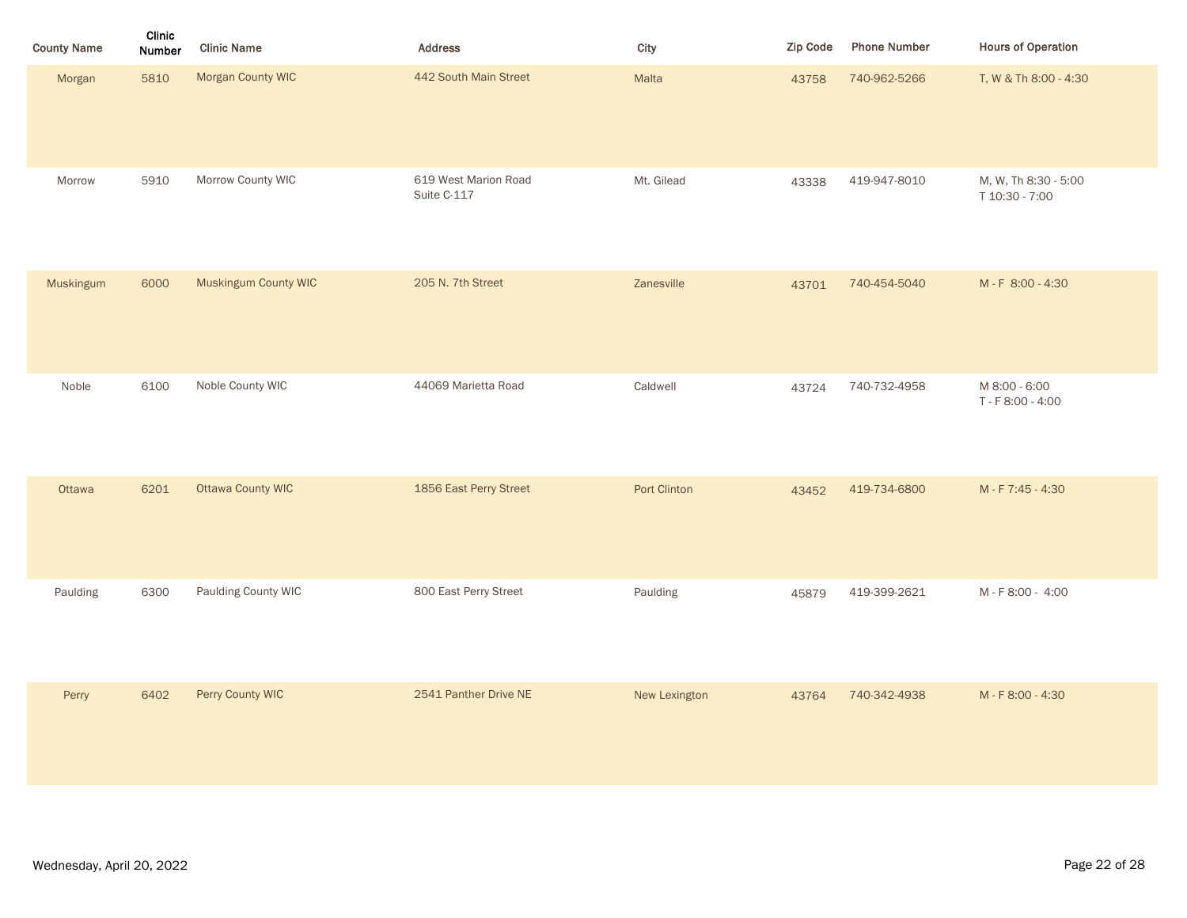| County Name | Clinic Number | Clinic Name | Address | City | Zip Code | Phone Number | Hours of Operation |
|---|---|---|---|---|---|---|---|
| Morgan | 5810 | Morgan County WIC | 442 South Main Street | Malta | 43758 | 740-962-5266 | T, W & Th 8:00 - 4:30 |
| Morrow | 5910 | Morrow County WIC | 619 West Marion Road Suite C-117 | Mt. Gilead | 43338 | 419-947-8010 | M, W, Th 8:30 - 5:00<br>T 10:30 - 7:00 |
| Muskingum | 6000 | Muskingum County WIC | 205 N. 7th Street | Zanesville | 43701 | 740-454-5040 | M - F 8:00 - 4:30 |
| Noble | 6100 | Noble County WIC | 44069 Marietta Road | Caldwell | 43724 | 740-732-4958 | M 8:00 - 6:00<br>T - F 8:00 - 4:00 |
| Ottawa | 6201 | Ottawa County WIC | 1856 East Perry Street | Port Clinton | 43452 | 419-734-6800 | M - F 7:45 - 4:30 |
| Paulding | 6300 | Paulding County WIC | 800 East Perry Street | Paulding | 45879 | 419-399-2621 | M - F 8:00 - 4:00 |
| Perry | 6402 | Perry County WIC | 2541 Panther Drive NE | New Lexington | 43764 | 740-342-4938 | M - F 8:00 - 4:30 |

Wednesday, April 20, 2022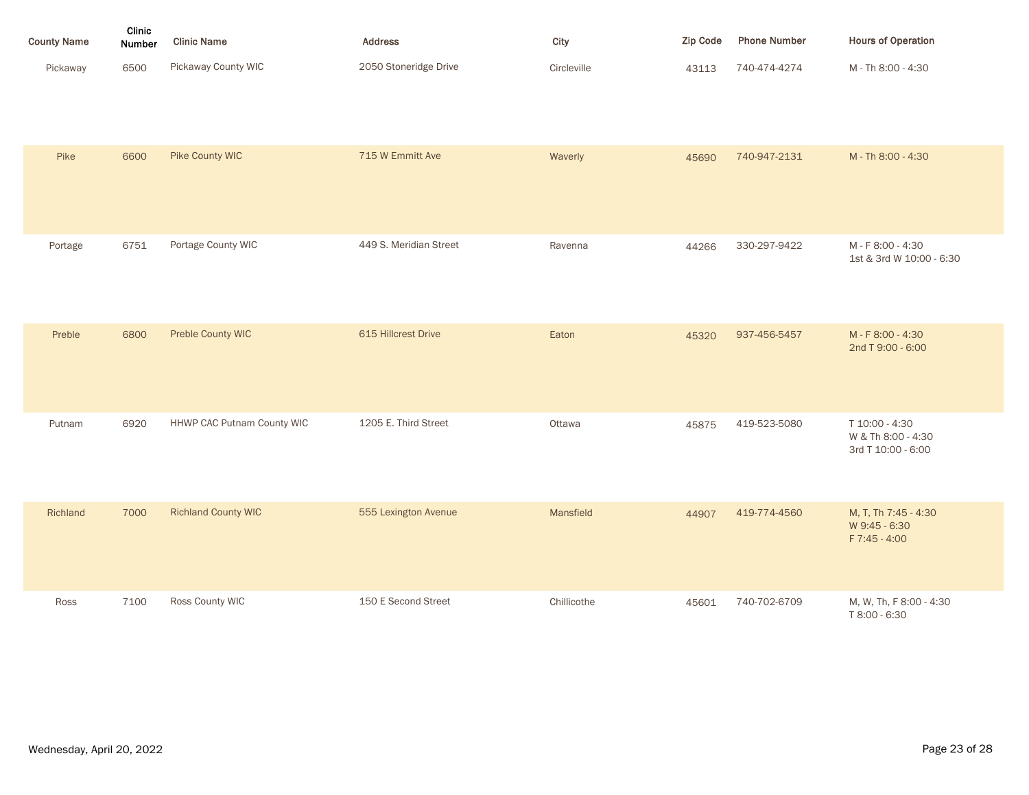| County Name | Clinic Number | Clinic Name | Address | City | Zip Code | Phone Number | Hours of Operation |
| --- | --- | --- | --- | --- | --- | --- | --- |
| Pickaway | 6500 | Pickaway County WIC | 2050 Stoneridge Drive | Circleville | 43113 | 740-474-4274 | M - Th 8:00 - 4:30 |
| Pike | 6600 | Pike County WIC | 715 W Emmitt Ave | Waverly | 45690 | 740-947-2131 | M - Th 8:00 - 4:30 |
| Portage | 6751 | Portage County WIC | 449 S. Meridian Street | Ravenna | 44266 | 330-297-9422 | M - F 8:00 - 4:30<br>1st & 3rd W 10:00 - 6:30 |
| Preble | 6800 | Preble County WIC | 615 Hillcrest Drive | Eaton | 45320 | 937-456-5457 | M - F 8:00 - 4:30<br>2nd T 9:00 - 6:00 |
| Putnam | 6920 | HHWP CAC Putnam County WIC | 1205 E. Third Street | Ottawa | 45875 | 419-523-5080 | T 10:00 - 4:30<br>W & Th 8:00 - 4:30<br>3rd T 10:00 - 6:00 |
| Richland | 7000 | Richland County WIC | 555 Lexington Avenue | Mansfield | 44907 | 419-774-4560 | M, T, Th 7:45 - 4:30<br>W 9:45 - 6:30<br>F 7:45 - 4:00 |
| Ross | 7100 | Ross County WIC | 150 E Second Street | Chillicothe | 45601 | 740-702-6709 | M, W, Th, F 8:00 - 4:30<br>T 8:00 - 6:30 |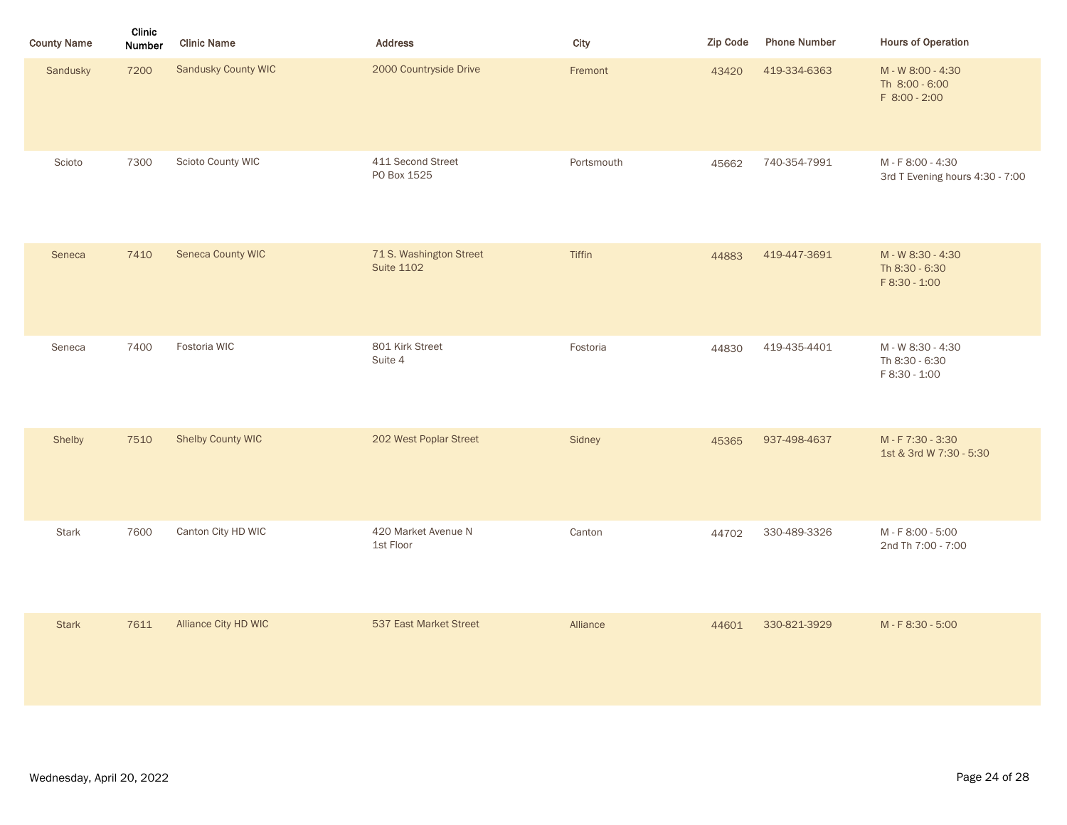| County Name | Clinic Number | Clinic Name | Address | City | Zip Code | Phone Number | Hours of Operation |
|---|---|---|---|---|---|---|---|
| Sandusky | 7200 | Sandusky County WIC | 2000 Countryside Drive | Fremont | 43420 | 419-334-6363 | M - W 8:00 - 4:30<br>Th 8:00 - 6:00<br>F 8:00 - 2:00 |
| Scioto | 7300 | Scioto County WIC | 411 Second Street<br>PO Box 1525 | Portsmouth | 45662 | 740-354-7991 | M - F 8:00 - 4:30<br>3rd T Evening hours 4:30 - 7:00 |
| Seneca | 7410 | Seneca County WIC | 71 S. Washington Street<br>Suite 1102 | Tiffin | 44883 | 419-447-3691 | M - W 8:30 - 4:30<br>Th 8:30 - 6:30<br>F 8:30 - 1:00 |
| Seneca | 7400 | Fostoria WIC | 801 Kirk Street<br>Suite 4 | Fostoria | 44830 | 419-435-4401 | M - W 8:30 - 4:30<br>Th 8:30 - 6:30<br>F 8:30 - 1:00 |
| Shelby | 7510 | Shelby County WIC | 202 West Poplar Street | Sidney | 45365 | 937-498-4637 | M - F 7:30 - 3:30<br>1st & 3rd W 7:30 - 5:30 |
| Stark | 7600 | Canton City HD WIC | 420 Market Avenue N<br>1st Floor | Canton | 44702 | 330-489-3326 | M - F 8:00 - 5:00<br>2nd Th 7:00 - 7:00 |
| Stark | 7611 | Alliance City HD WIC | 537 East Market Street | Alliance | 44601 | 330-821-3929 | M - F 8:30 - 5:00 |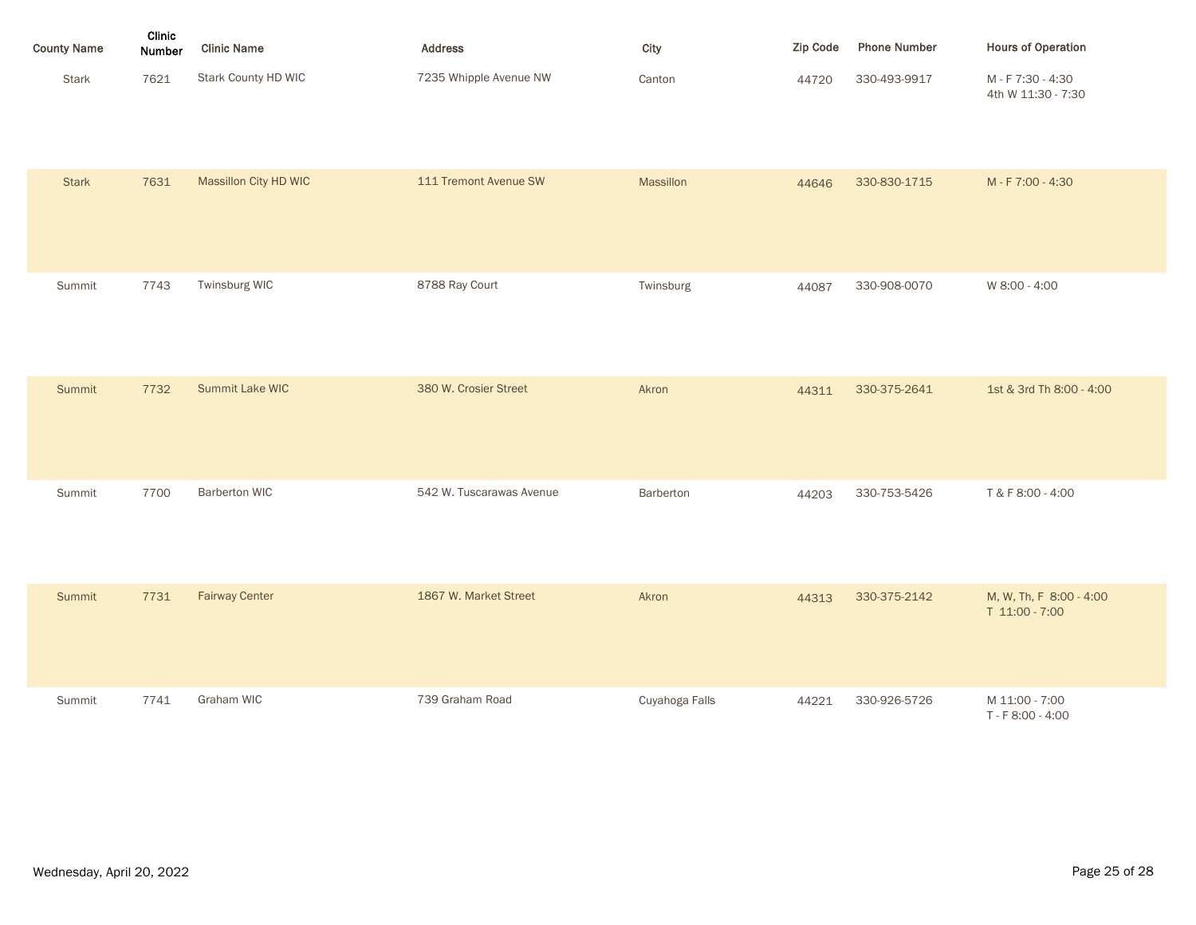| County Name | Clinic Number | Clinic Name | Address | City | Zip Code | Phone Number | Hours of Operation |
|---|---|---|---|---|---|---|---|
| Stark | 7621 | Stark County HD WIC | 7235 Whipple Avenue NW | Canton | 44720 | 330-493-9917 | M - F 7:30 - 4:30<br>4th W 11:30 - 7:30 |
| Stark | 7631 | Massillon City HD WIC | 111 Tremont Avenue SW | Massillon | 44646 | 330-830-1715 | M - F 7:00 - 4:30 |
| Summit | 7743 | Twinsburg WIC | 8788 Ray Court | Twinsburg | 44087 | 330-908-0070 | W 8:00 - 4:00 |
| Summit | 7732 | Summit Lake WIC | 380 W. Crosier Street | Akron | 44311 | 330-375-2641 | 1st & 3rd Th 8:00 - 4:00 |
| Summit | 7700 | Barberton WIC | 542 W. Tuscarawas Avenue | Barberton | 44203 | 330-753-5426 | T & F 8:00 - 4:00 |
| Summit | 7731 | Fairway Center | 1867 W. Market Street | Akron | 44313 | 330-375-2142 | M, W, Th, F 8:00 - 4:00<br>T 11:00 - 7:00 |
| Summit | 7741 | Graham WIC | 739 Graham Road | Cuyahoga Falls | 44221 | 330-926-5726 | M 11:00 - 7:00<br>T - F 8:00 - 4:00 |

Wednesday, April 20, 2022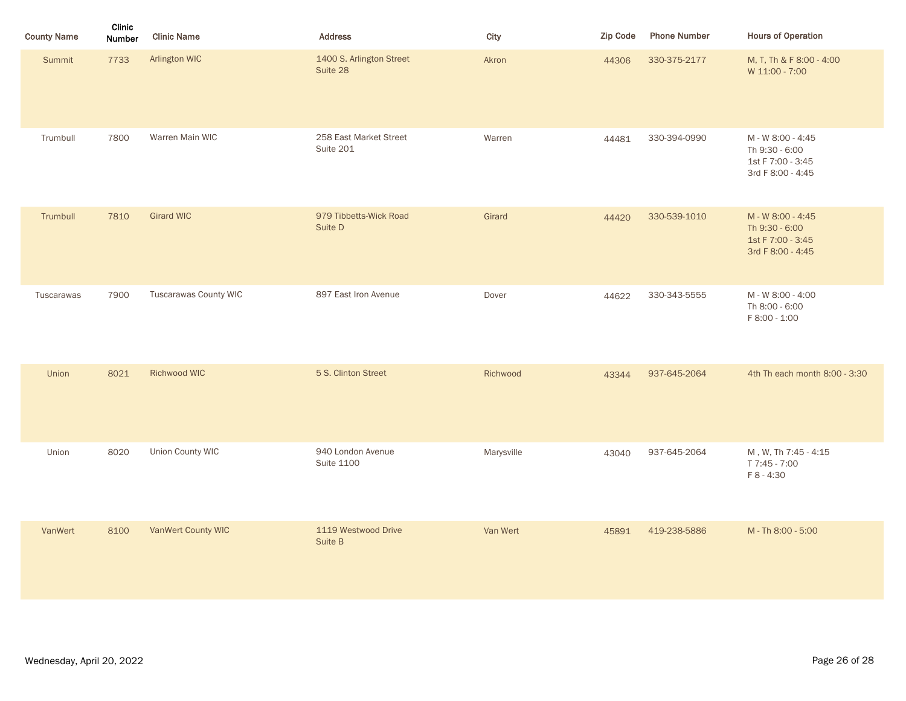| County Name | Clinic Number | Clinic Name | Address | City | Zip Code | Phone Number | Hours of Operation |
|---|---|---|---|---|---|---|---|
| Summit | 7733 | Arlington WIC | 1400 S. Arlington Street<br>Suite 28 | Akron | 44306 | 330-375-2177 | M, T, Th & F 8:00 - 4:00<br>W 11:00 - 7:00 |
| Trumbull | 7800 | Warren Main WIC | 258 East Market Street<br>Suite 201 | Warren | 44481 | 330-394-0990 | M - W 8:00 - 4:45<br>Th 9:30 - 6:00<br>1st F 7:00 - 3:45<br>3rd F 8:00 - 4:45 |
| Trumbull | 7810 | Girard WIC | 979 Tibbetts-Wick Road<br>Suite D | Girard | 44420 | 330-539-1010 | M - W 8:00 - 4:45<br>Th 9:30 - 6:00<br>1st F 7:00 - 3:45<br>3rd F 8:00 - 4:45 |
| Tuscarawas | 7900 | Tuscarawas County WIC | 897 East Iron Avenue | Dover | 44622 | 330-343-5555 | M - W 8:00 - 4:00<br>Th 8:00 - 6:00<br>F 8:00 - 1:00 |
| Union | 8021 | Richwood WIC | 5 S. Clinton Street | Richwood | 43344 | 937-645-2064 | 4th Th each month 8:00 - 3:30 |
| Union | 8020 | Union County WIC | 940 London Avenue<br>Suite 1100 | Marysville | 43040 | 937-645-2064 | M , W, Th 7:45 - 4:15<br>T 7:45 - 7:00<br>F 8 - 4:30 |
| VanWert | 8100 | VanWert County WIC | 1119 Westwood Drive<br>Suite B | Van Wert | 45891 | 419-238-5886 | M - Th 8:00 - 5:00 |

Wednesday, April 20, 2022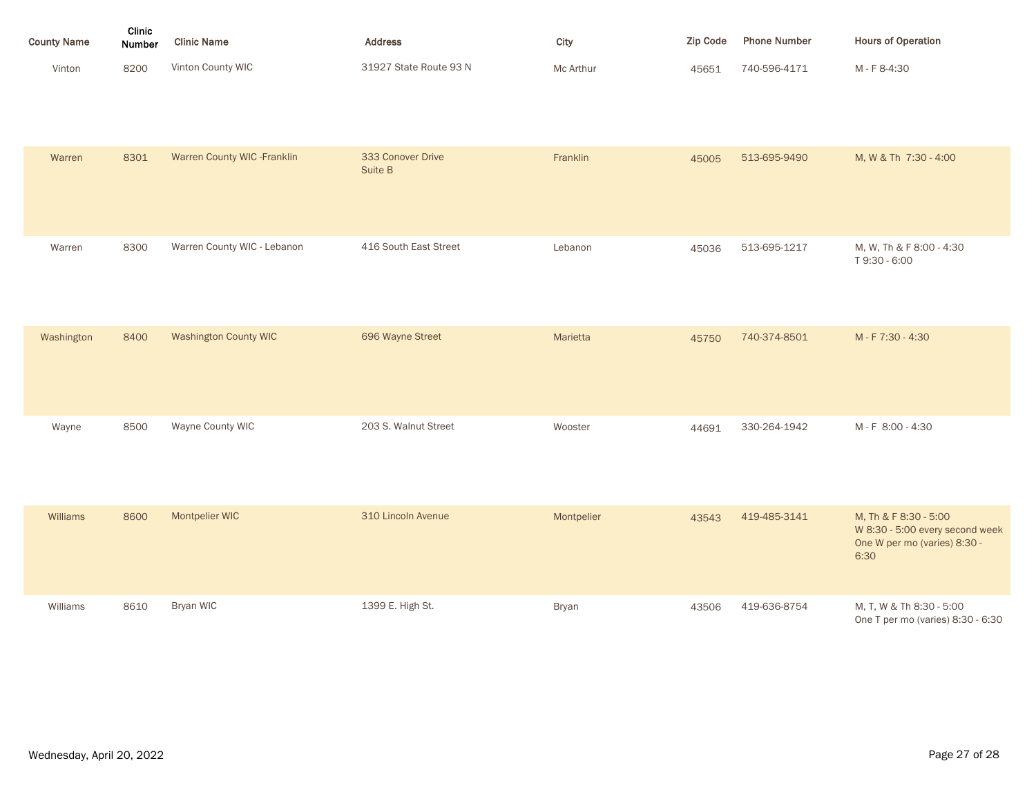| County Name | Clinic Number | Clinic Name | Address | City | Zip Code | Phone Number | Hours of Operation |
|---|---|---|---|---|---|---|---|
| Vinton | 8200 | Vinton County WIC | 31927 State Route 93 N | Mc Arthur | 45651 | 740-596-4171 | M - F 8-4:30 |
| Warren | 8301 | Warren County WIC -Franklin | 333 Conover Drive Suite B | Franklin | 45005 | 513-695-9490 | M, W & Th 7:30 - 4:00 |
| Warren | 8300 | Warren County WIC - Lebanon | 416 South East Street | Lebanon | 45036 | 513-695-1217 | M, W, Th & F 8:00 - 4:30 T 9:30 - 6:00 |
| Washington | 8400 | Washington County WIC | 696 Wayne Street | Marietta | 45750 | 740-374-8501 | M - F 7:30 - 4:30 |
| Wayne | 8500 | Wayne County WIC | 203 S. Walnut Street | Wooster | 44691 | 330-264-1942 | M - F 8:00 - 4:30 |
| Williams | 8600 | Montpelier WIC | 310 Lincoln Avenue | Montpelier | 43543 | 419-485-3141 | M, Th & F 8:30 - 5:00 W 8:30 - 5:00 every second week One W per mo (varies) 8:30 - 6:30 |
| Williams | 8610 | Bryan WIC | 1399 E. High St. | Bryan | 43506 | 419-636-8754 | M, T, W & Th 8:30 - 5:00 One T per mo (varies) 8:30 - 6:30 |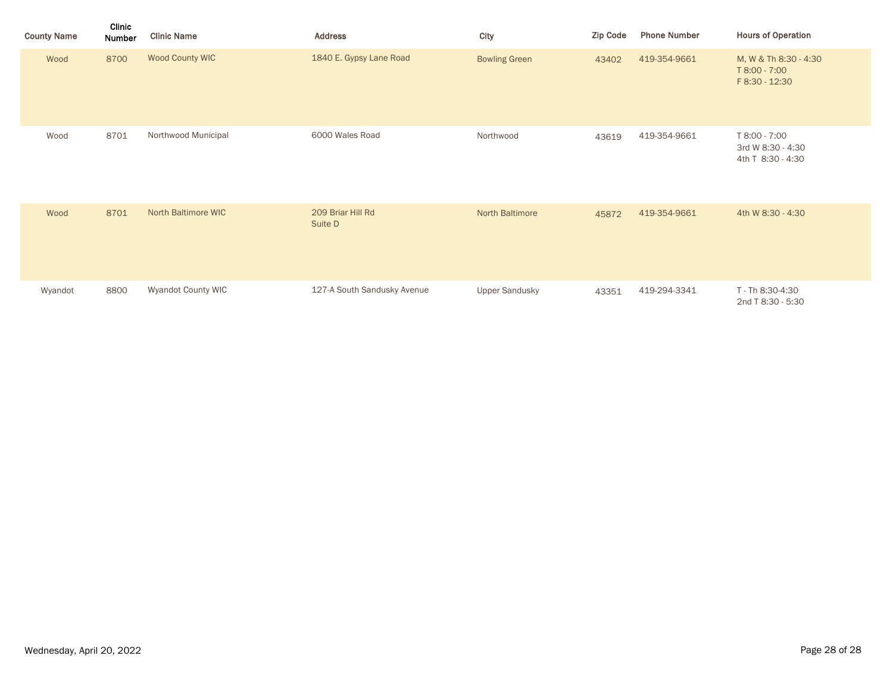| County Name | Clinic Number | Clinic Name | Address | City | Zip Code | Phone Number | Hours of Operation |
| --- | --- | --- | --- | --- | --- | --- | --- |
| Wood | 8700 | Wood County WIC | 1840 E. Gypsy Lane Road | Bowling Green | 43402 | 419-354-9661 | M, W & Th 8:30 - 4:30<br>T 8:00 - 7:00<br>F 8:30 - 12:30 |
| Wood | 8701 | Northwood Municipal | 6000 Wales Road | Northwood | 43619 | 419-354-9661 | T 8:00 - 7:00<br>3rd W 8:30 - 4:30<br>4th T 8:30 - 4:30 |
| Wood | 8701 | North Baltimore WIC | 209 Briar Hill Rd<br>Suite D | North Baltimore | 45872 | 419-354-9661 | 4th W 8:30 - 4:30 |
| Wyandot | 8800 | Wyandot County WIC | 127-A South Sandusky Avenue | Upper Sandusky | 43351 | 419-294-3341 | T - Th 8:30-4:30<br>2nd T 8:30 - 5:30 |

Wednesday, April 20, 2022